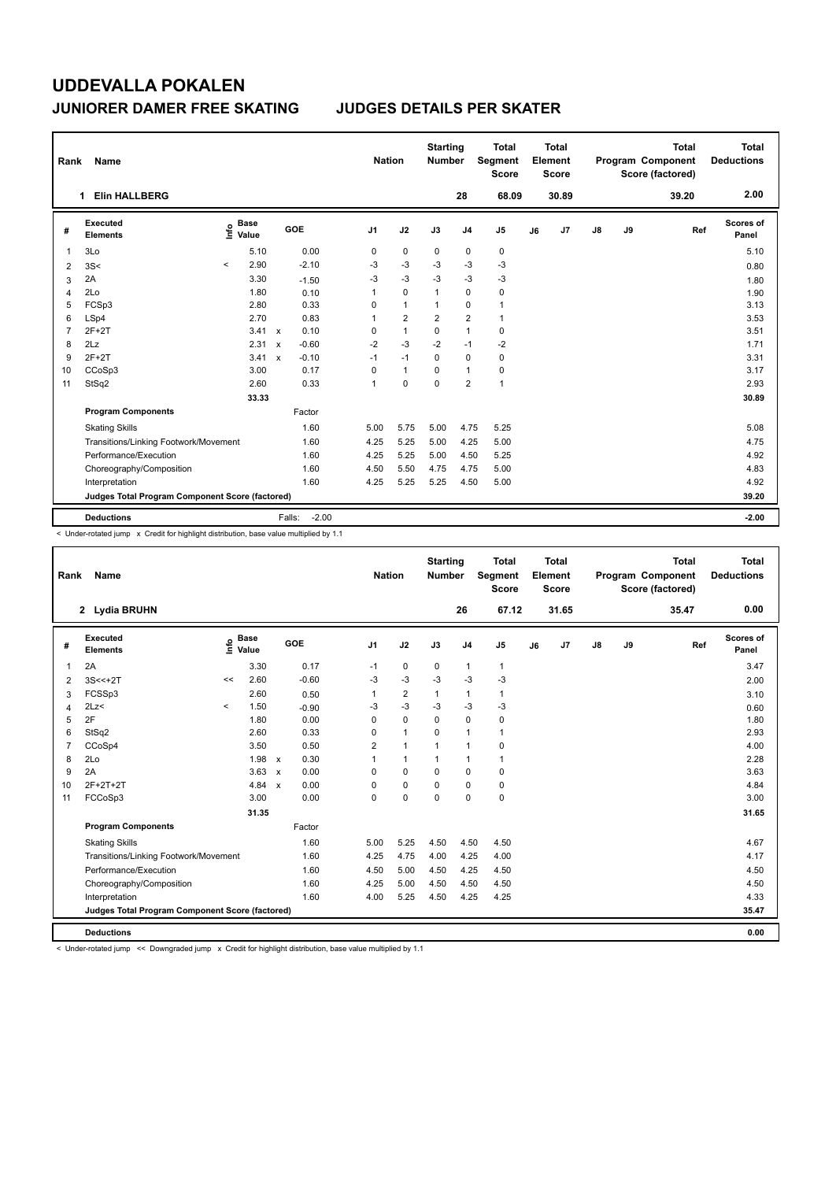# UDDEVALLA POKALEN

## JUNIORER DAMER FREE SKATING JUDGES DETAILS PER SKATER

| Rank | Name | Nation | Starting Number | Total Segment Score | Total Element Score | Total Program Component Score (factored) | Total Deductions |
|---|---|---|---|---|---|---|---|
| 1 | Elin HALLBERG | | 28 | 68.09 | 30.89 | 39.20 | 2.00 |

| # | Executed Elements | Info | Base Value | | GOE | J1 | J2 | J3 | J4 | J5 | J6 | J7 | J8 | J9 | Ref | Scores of Panel |
|---|---|---|---|---|---|---|---|---|---|---|---|---|---|---|---|---|
| 1 | 3Lo | | 5.10 | | 0.00 | 0 | 0 | 0 | 0 | 0 | | | | | | 5.10 |
| 2 | 3S< | < | 2.90 | | -2.10 | -3 | -3 | -3 | -3 | -3 | | | | | | 0.80 |
| 3 | 2A | | 3.30 | | -1.50 | -3 | -3 | -3 | -3 | -3 | | | | | | 1.80 |
| 4 | 2Lo | | 1.80 | | 0.10 | 1 | 0 | 1 | 0 | 0 | | | | | | 1.90 |
| 5 | FCSp3 | | 2.80 | | 0.33 | 0 | 1 | 1 | 0 | 1 | | | | | | 3.13 |
| 6 | LSp4 | | 2.70 | | 0.83 | 1 | 2 | 2 | 2 | 1 | | | | | | 3.53 |
| 7 | 2F+2T | | 3.41 | x | 0.10 | 0 | 1 | 0 | 1 | 0 | | | | | | 3.51 |
| 8 | 2Lz | | 2.31 | x | -0.60 | -2 | -3 | -2 | -1 | -2 | | | | | | 1.71 |
| 9 | 2F+2T | | 3.41 | x | -0.10 | -1 | -1 | 0 | 0 | 0 | | | | | | 3.31 |
| 10 | CCoSp3 | | 3.00 | | 0.17 | 0 | 1 | 0 | 1 | 0 | | | | | | 3.17 |
| 11 | StSq2 | | 2.60 | | 0.33 | 1 | 0 | 0 | 2 | 1 | | | | | | 2.93 |
| | | | 33.33 | | | | | | | | | | | | | 30.89 |
| | **Program Components** | | | | Factor | | | | | | | | | | | |
| | Skating Skills | | | | 1.60 | 5.00 | 5.75 | 5.00 | 4.75 | 5.25 | | | | | | 5.08 |
| | Transitions/Linking Footwork/Movement | | | | 1.60 | 4.25 | 5.25 | 5.00 | 4.25 | 5.00 | | | | | | 4.75 |
| | Performance/Execution | | | | 1.60 | 4.25 | 5.25 | 5.00 | 4.50 | 5.25 | | | | | | 4.92 |
| | Choreography/Composition | | | | 1.60 | 4.50 | 5.50 | 4.75 | 4.75 | 5.00 | | | | | | 4.83 |
| | Interpretation | | | | 1.60 | 4.25 | 5.25 | 5.25 | 4.50 | 5.00 | | | | | | 4.92 |
| | **Judges Total Program Component Score (factored)** | | | | | | | | | | | | | | | 39.20 |
| | **Deductions** | | | | Falls: -2.00 | | | | | | | | | | | -2.00 |

< Under-rotated jump x Credit for highlight distribution, base value multiplied by 1.1

| Rank | Name | Nation | Starting Number | Total Segment Score | Total Element Score | Total Program Component Score (factored) | Total Deductions |
|---|---|---|---|---|---|---|---|
| 2 | Lydia BRUHN | | 26 | 67.12 | 31.65 | 35.47 | 0.00 |

| # | Executed Elements | Info | Base Value | | GOE | J1 | J2 | J3 | J4 | J5 | J6 | J7 | J8 | J9 | Ref | Scores of Panel |
|---|---|---|---|---|---|---|---|---|---|---|---|---|---|---|---|---|
| 1 | 2A | | 3.30 | | 0.17 | -1 | 0 | 0 | 1 | 1 | | | | | | 3.47 |
| 2 | 3S<<+2T | << | 2.60 | | -0.60 | -3 | -3 | -3 | -3 | -3 | | | | | | 2.00 |
| 3 | FCSSp3 | | 2.60 | | 0.50 | 1 | 2 | 1 | 1 | 1 | | | | | | 3.10 |
| 4 | 2Lz< | < | 1.50 | | -0.90 | -3 | -3 | -3 | -3 | -3 | | | | | | 0.60 |
| 5 | 2F | | 1.80 | | 0.00 | 0 | 0 | 0 | 0 | 0 | | | | | | 1.80 |
| 6 | StSq2 | | 2.60 | | 0.33 | 0 | 1 | 0 | 1 | 1 | | | | | | 2.93 |
| 7 | CCoSp4 | | 3.50 | | 0.50 | 2 | 1 | 1 | 1 | 0 | | | | | | 4.00 |
| 8 | 2Lo | | 1.98 | x | 0.30 | 1 | 1 | 1 | 1 | 1 | | | | | | 2.28 |
| 9 | 2A | | 3.63 | x | 0.00 | 0 | 0 | 0 | 0 | 0 | | | | | | 3.63 |
| 10 | 2F+2T+2T | | 4.84 | x | 0.00 | 0 | 0 | 0 | 0 | 0 | | | | | | 4.84 |
| 11 | FCCoSp3 | | 3.00 | | 0.00 | 0 | 0 | 0 | 0 | 0 | | | | | | 3.00 |
| | | | 31.35 | | | | | | | | | | | | | 31.65 |
| | **Program Components** | | | | Factor | | | | | | | | | | | |
| | Skating Skills | | | | 1.60 | 5.00 | 5.25 | 4.50 | 4.50 | 4.50 | | | | | | 4.67 |
| | Transitions/Linking Footwork/Movement | | | | 1.60 | 4.25 | 4.75 | 4.00 | 4.25 | 4.00 | | | | | | 4.17 |
| | Performance/Execution | | | | 1.60 | 4.50 | 5.00 | 4.50 | 4.25 | 4.50 | | | | | | 4.50 |
| | Choreography/Composition | | | | 1.60 | 4.25 | 5.00 | 4.50 | 4.50 | 4.50 | | | | | | 4.50 |
| | Interpretation | | | | 1.60 | 4.00 | 5.25 | 4.50 | 4.25 | 4.25 | | | | | | 4.33 |
| | **Judges Total Program Component Score (factored)** | | | | | | | | | | | | | | | 35.47 |
| | **Deductions** | | | | | | | | | | | | | | | 0.00 |

< Under-rotated jump << Downgraded jump x Credit for highlight distribution, base value multiplied by 1.1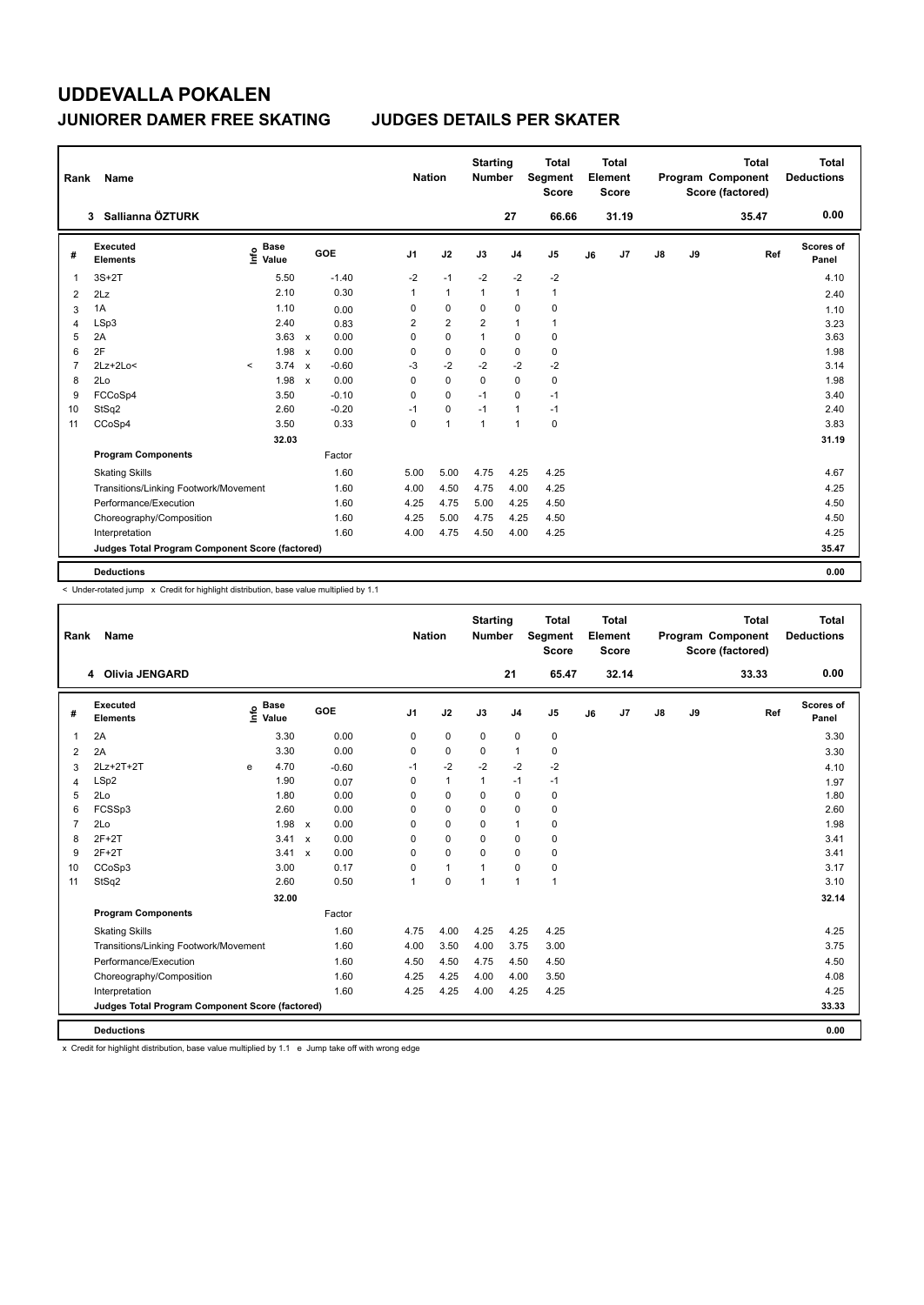# UDDEVALLA POKALEN

## JUNIORER DAMER FREE SKATING — JUDGES DETAILS PER SKATER

| Rank | Name | Nation | Starting Number | Total Segment Score | Total Element Score | Total Program Component Score (factored) | Total Deductions |
|---|---|---|---|---|---|---|---|
| 3 | Sallianna ÖZTURK | | 27 | 66.66 | 31.19 | 35.47 | 0.00 |

| # | Executed Elements | Info | Base Value | | GOE | J1 | J2 | J3 | J4 | J5 | J6 | J7 | J8 | J9 | Ref | Scores of Panel |
|---|---|---|---|---|---|---|---|---|---|---|---|---|---|---|---|---|
| 1 | 3S+2T | | 5.50 | | -1.40 | -2 | -1 | -2 | -2 | -2 | | | | | | 4.10 |
| 2 | 2Lz | | 2.10 | | 0.30 | 1 | 1 | 1 | 1 | 1 | | | | | | 2.40 |
| 3 | 1A | | 1.10 | | 0.00 | 0 | 0 | 0 | 0 | 0 | | | | | | 1.10 |
| 4 | LSp3 | | 2.40 | | 0.83 | 2 | 2 | 2 | 1 | 1 | | | | | | 3.23 |
| 5 | 2A | | 3.63 | x | 0.00 | 0 | 0 | 1 | 0 | 0 | | | | | | 3.63 |
| 6 | 2F | | 1.98 | x | 0.00 | 0 | 0 | 0 | 0 | 0 | | | | | | 1.98 |
| 7 | 2Lz+2Lo< | < | 3.74 | x | -0.60 | -3 | -2 | -2 | -2 | -2 | | | | | | 3.14 |
| 8 | 2Lo | | 1.98 | x | 0.00 | 0 | 0 | 0 | 0 | 0 | | | | | | 1.98 |
| 9 | FCCoSp4 | | 3.50 | | -0.10 | 0 | 0 | -1 | 0 | -1 | | | | | | 3.40 |
| 10 | StSq2 | | 2.60 | | -0.20 | -1 | 0 | -1 | 1 | -1 | | | | | | 2.40 |
| 11 | CCoSp4 | | 3.50 | | 0.33 | 0 | 1 | 1 | 1 | 0 | | | | | | 3.83 |
| | | | 32.03 | | | | | | | | | | | | | 31.19 |
| | **Program Components** | | | | Factor | | | | | | | | | | | |
| | Skating Skills | | | | 1.60 | 5.00 | 5.00 | 4.75 | 4.25 | 4.25 | | | | | | 4.67 |
| | Transitions/Linking Footwork/Movement | | | | 1.60 | 4.00 | 4.50 | 4.75 | 4.00 | 4.25 | | | | | | 4.25 |
| | Performance/Execution | | | | 1.60 | 4.25 | 4.75 | 5.00 | 4.25 | 4.50 | | | | | | 4.50 |
| | Choreography/Composition | | | | 1.60 | 4.25 | 5.00 | 4.75 | 4.25 | 4.50 | | | | | | 4.50 |
| | Interpretation | | | | 1.60 | 4.00 | 4.75 | 4.50 | 4.00 | 4.25 | | | | | | 4.25 |
| | **Judges Total Program Component Score (factored)** | | | | | | | | | | | | | | | 35.47 |
| | **Deductions** | | | | | | | | | | | | | | | 0.00 |

< Under-rotated jump x Credit for highlight distribution, base value multiplied by 1.1

| Rank | Name | Nation | Starting Number | Total Segment Score | Total Element Score | Total Program Component Score (factored) | Total Deductions |
|---|---|---|---|---|---|---|---|
| 4 | Olivia JENGARD | | 21 | 65.47 | 32.14 | 33.33 | 0.00 |

| # | Executed Elements | Info | Base Value | | GOE | J1 | J2 | J3 | J4 | J5 | J6 | J7 | J8 | J9 | Ref | Scores of Panel |
|---|---|---|---|---|---|---|---|---|---|---|---|---|---|---|---|---|
| 1 | 2A | | 3.30 | | 0.00 | 0 | 0 | 0 | 0 | 0 | | | | | | 3.30 |
| 2 | 2A | | 3.30 | | 0.00 | 0 | 0 | 0 | 1 | 0 | | | | | | 3.30 |
| 3 | 2Lz+2T+2T | e | 4.70 | | -0.60 | -1 | -2 | -2 | -2 | -2 | | | | | | 4.10 |
| 4 | LSp2 | | 1.90 | | 0.07 | 0 | 1 | 1 | -1 | -1 | | | | | | 1.97 |
| 5 | 2Lo | | 1.80 | | 0.00 | 0 | 0 | 0 | 0 | 0 | | | | | | 1.80 |
| 6 | FCSSp3 | | 2.60 | | 0.00 | 0 | 0 | 0 | 0 | 0 | | | | | | 2.60 |
| 7 | 2Lo | | 1.98 | x | 0.00 | 0 | 0 | 0 | 1 | 0 | | | | | | 1.98 |
| 8 | 2F+2T | | 3.41 | x | 0.00 | 0 | 0 | 0 | 0 | 0 | | | | | | 3.41 |
| 9 | 2F+2T | | 3.41 | x | 0.00 | 0 | 0 | 0 | 0 | 0 | | | | | | 3.41 |
| 10 | CCoSp3 | | 3.00 | | 0.17 | 0 | 1 | 1 | 0 | 0 | | | | | | 3.17 |
| 11 | StSq2 | | 2.60 | | 0.50 | 1 | 0 | 1 | 1 | 1 | | | | | | 3.10 |
| | | | 32.00 | | | | | | | | | | | | | 32.14 |
| | **Program Components** | | | | Factor | | | | | | | | | | | |
| | Skating Skills | | | | 1.60 | 4.75 | 4.00 | 4.25 | 4.25 | 4.25 | | | | | | 4.25 |
| | Transitions/Linking Footwork/Movement | | | | 1.60 | 4.00 | 3.50 | 4.00 | 3.75 | 3.00 | | | | | | 3.75 |
| | Performance/Execution | | | | 1.60 | 4.50 | 4.50 | 4.75 | 4.50 | 4.50 | | | | | | 4.50 |
| | Choreography/Composition | | | | 1.60 | 4.25 | 4.25 | 4.00 | 4.00 | 3.50 | | | | | | 4.08 |
| | Interpretation | | | | 1.60 | 4.25 | 4.25 | 4.00 | 4.25 | 4.25 | | | | | | 4.25 |
| | **Judges Total Program Component Score (factored)** | | | | | | | | | | | | | | | 33.33 |
| | **Deductions** | | | | | | | | | | | | | | | 0.00 |

x Credit for highlight distribution, base value multiplied by 1.1 e Jump take off with wrong edge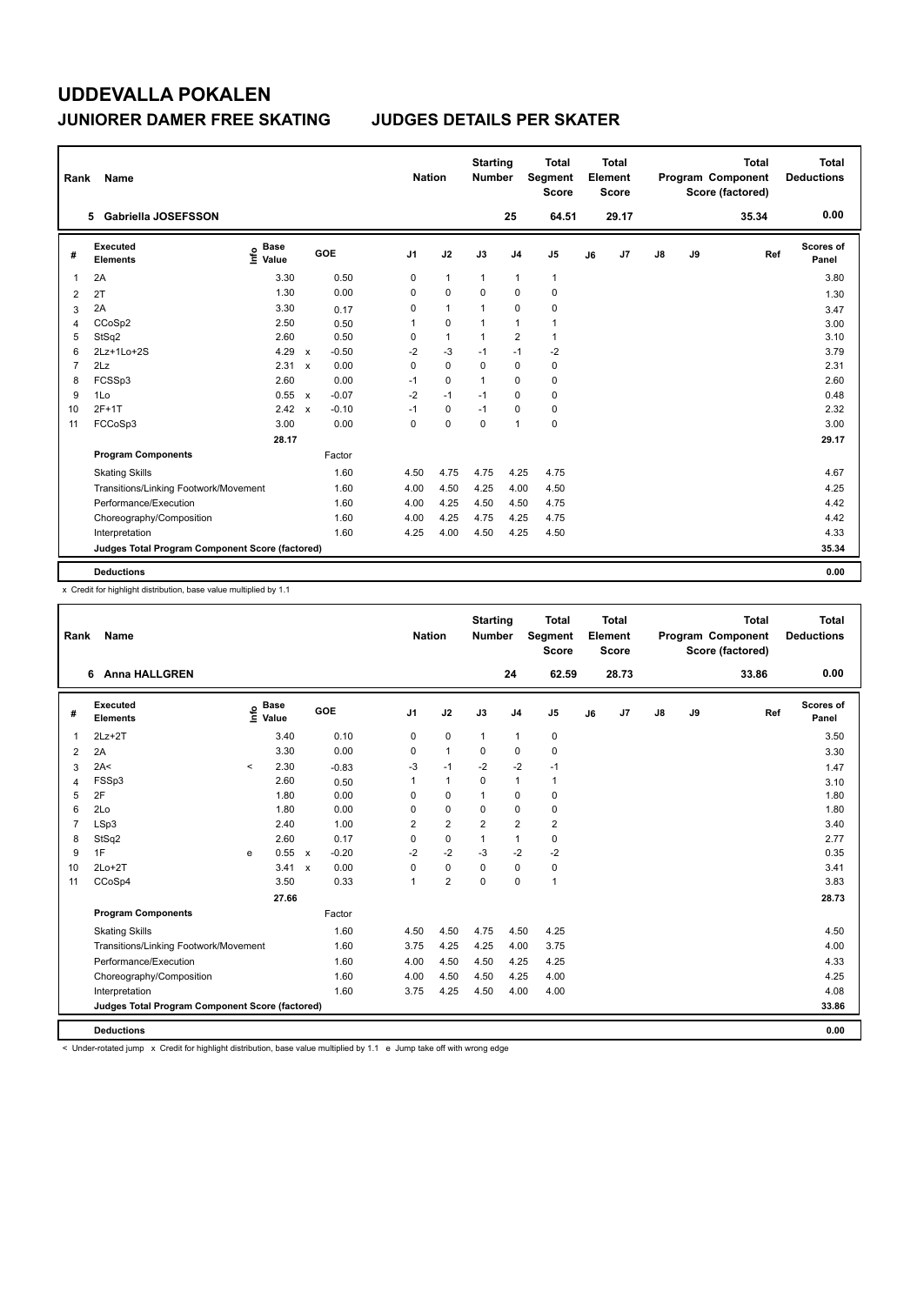# UDDEVALLA POKALEN

## JUNIORER DAMER FREE SKATING — JUDGES DETAILS PER SKATER

| Rank | Name | Nation | Starting Number | Total Segment Score | Total Element Score | Total Program Component Score (factored) | Total Deductions |
|---|---|---|---|---|---|---|---|
| 5 | Gabriella JOSEFSSON | | 25 | 64.51 | 29.17 | 35.34 | 0.00 |

| # | Executed Elements | Info | Base Value | | GOE | J1 | J2 | J3 | J4 | J5 | J6 | J7 | J8 | J9 | Ref | Scores of Panel |
|---|---|---|---|---|---|---|---|---|---|---|---|---|---|---|---|---|
| 1 | 2A | | 3.30 | | 0.50 | 0 | 1 | 1 | 1 | 1 | | | | | | 3.80 |
| 2 | 2T | | 1.30 | | 0.00 | 0 | 0 | 0 | 0 | 0 | | | | | | 1.30 |
| 3 | 2A | | 3.30 | | 0.17 | 0 | 1 | 1 | 0 | 0 | | | | | | 3.47 |
| 4 | CCoSp2 | | 2.50 | | 0.50 | 1 | 0 | 1 | 1 | 1 | | | | | | 3.00 |
| 5 | StSq2 | | 2.60 | | 0.50 | 0 | 1 | 1 | 2 | 1 | | | | | | 3.10 |
| 6 | 2Lz+1Lo+2S | | 4.29 | x | -0.50 | -2 | -3 | -1 | -1 | -2 | | | | | | 3.79 |
| 7 | 2Lz | | 2.31 | x | 0.00 | 0 | 0 | 0 | 0 | 0 | | | | | | 2.31 |
| 8 | FCSSp3 | | 2.60 | | 0.00 | -1 | 0 | 1 | 0 | 0 | | | | | | 2.60 |
| 9 | 1Lo | | 0.55 | x | -0.07 | -2 | -1 | -1 | 0 | 0 | | | | | | 0.48 |
| 10 | 2F+1T | | 2.42 | x | -0.10 | -1 | 0 | -1 | 0 | 0 | | | | | | 2.32 |
| 11 | FCCoSp3 | | 3.00 | | 0.00 | 0 | 0 | 0 | 1 | 0 | | | | | | 3.00 |
| | | | 28.17 | | | | | | | | | | | | | 29.17 |
| | **Program Components** | | | | Factor | | | | | | | | | | | |
| | Skating Skills | | | | 1.60 | 4.50 | 4.75 | 4.75 | 4.25 | 4.75 | | | | | | 4.67 |
| | Transitions/Linking Footwork/Movement | | | | 1.60 | 4.00 | 4.50 | 4.25 | 4.00 | 4.50 | | | | | | 4.25 |
| | Performance/Execution | | | | 1.60 | 4.00 | 4.25 | 4.50 | 4.50 | 4.75 | | | | | | 4.42 |
| | Choreography/Composition | | | | 1.60 | 4.00 | 4.25 | 4.75 | 4.25 | 4.75 | | | | | | 4.42 |
| | Interpretation | | | | 1.60 | 4.25 | 4.00 | 4.50 | 4.25 | 4.50 | | | | | | 4.33 |
| | **Judges Total Program Component Score (factored)** | | | | | | | | | | | | | | | 35.34 |
| | **Deductions** | | | | | | | | | | | | | | | 0.00 |

x Credit for highlight distribution, base value multiplied by 1.1

| Rank | Name | Nation | Starting Number | Total Segment Score | Total Element Score | Total Program Component Score (factored) | Total Deductions |
|---|---|---|---|---|---|---|---|
| 6 | Anna HALLGREN | | 24 | 62.59 | 28.73 | 33.86 | 0.00 |

| # | Executed Elements | Info | Base Value | | GOE | J1 | J2 | J3 | J4 | J5 | J6 | J7 | J8 | J9 | Ref | Scores of Panel |
|---|---|---|---|---|---|---|---|---|---|---|---|---|---|---|---|---|
| 1 | 2Lz+2T | | 3.40 | | 0.10 | 0 | 0 | 1 | 1 | 0 | | | | | | 3.50 |
| 2 | 2A | | 3.30 | | 0.00 | 0 | 1 | 0 | 0 | 0 | | | | | | 3.30 |
| 3 | 2A< | < | 2.30 | | -0.83 | -3 | -1 | -2 | -2 | -1 | | | | | | 1.47 |
| 4 | FSSp3 | | 2.60 | | 0.50 | 1 | 1 | 0 | 1 | 1 | | | | | | 3.10 |
| 5 | 2F | | 1.80 | | 0.00 | 0 | 0 | 1 | 0 | 0 | | | | | | 1.80 |
| 6 | 2Lo | | 1.80 | | 0.00 | 0 | 0 | 0 | 0 | 0 | | | | | | 1.80 |
| 7 | LSp3 | | 2.40 | | 1.00 | 2 | 2 | 2 | 2 | 2 | | | | | | 3.40 |
| 8 | StSq2 | | 2.60 | | 0.17 | 0 | 0 | 1 | 1 | 0 | | | | | | 2.77 |
| 9 | 1F | e | 0.55 | x | -0.20 | -2 | -2 | -3 | -2 | -2 | | | | | | 0.35 |
| 10 | 2Lo+2T | | 3.41 | x | 0.00 | 0 | 0 | 0 | 0 | 0 | | | | | | 3.41 |
| 11 | CCoSp4 | | 3.50 | | 0.33 | 1 | 2 | 0 | 0 | 1 | | | | | | 3.83 |
| | | | 27.66 | | | | | | | | | | | | | 28.73 |
| | **Program Components** | | | | Factor | | | | | | | | | | | |
| | Skating Skills | | | | 1.60 | 4.50 | 4.50 | 4.75 | 4.50 | 4.25 | | | | | | 4.50 |
| | Transitions/Linking Footwork/Movement | | | | 1.60 | 3.75 | 4.25 | 4.25 | 4.00 | 3.75 | | | | | | 4.00 |
| | Performance/Execution | | | | 1.60 | 4.00 | 4.50 | 4.50 | 4.25 | 4.25 | | | | | | 4.33 |
| | Choreography/Composition | | | | 1.60 | 4.00 | 4.50 | 4.50 | 4.25 | 4.00 | | | | | | 4.25 |
| | Interpretation | | | | 1.60 | 3.75 | 4.25 | 4.50 | 4.00 | 4.00 | | | | | | 4.08 |
| | **Judges Total Program Component Score (factored)** | | | | | | | | | | | | | | | 33.86 |
| | **Deductions** | | | | | | | | | | | | | | | 0.00 |

< Under-rotated jump x Credit for highlight distribution, base value multiplied by 1.1 e Jump take off with wrong edge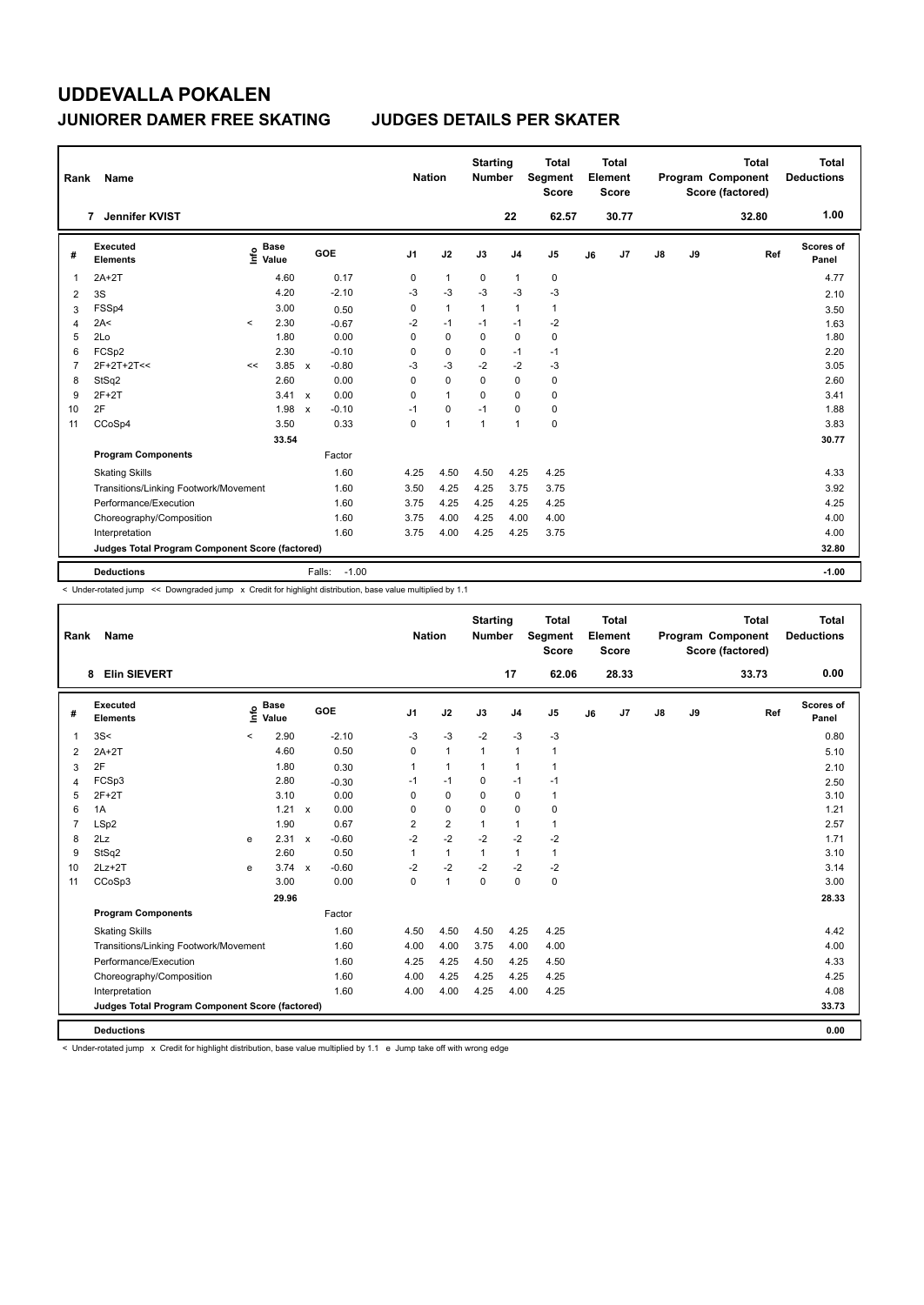# UDDEVALLA POKALEN

## JUNIORER DAMER FREE SKATING JUDGES DETAILS PER SKATER

| Rank | Name | | Nation | Starting Number | Total Segment Score | Total Element Score | Total Program Component Score (factored) | Total Deductions |
|---|---|---|---|---|---|---|---|---|
| 7 | Jennifer KVIST | | | 22 | 62.57 | 30.77 | 32.80 | 1.00 |

| # | Executed Elements | Info | Base Value | | GOE | J1 | J2 | J3 | J4 | J5 | J6 | J7 | J8 | J9 | Ref | Scores of Panel |
|---|---|---|---|---|---|---|---|---|---|---|---|---|---|---|---|---|
| 1 | 2A+2T | | 4.60 | | 0.17 | 0 | 1 | 0 | 1 | 0 | | | | | | 4.77 |
| 2 | 3S | | 4.20 | | -2.10 | -3 | -3 | -3 | -3 | -3 | | | | | | 2.10 |
| 3 | FSSp4 | | 3.00 | | 0.50 | 0 | 1 | 1 | 1 | 1 | | | | | | 3.50 |
| 4 | 2A< | < | 2.30 | | -0.67 | -2 | -1 | -1 | -1 | -2 | | | | | | 1.63 |
| 5 | 2Lo | | 1.80 | | 0.00 | 0 | 0 | 0 | 0 | 0 | | | | | | 1.80 |
| 6 | FCSp2 | | 2.30 | | -0.10 | 0 | 0 | 0 | -1 | -1 | | | | | | 2.20 |
| 7 | 2F+2T+2T<< | << | 3.85 | x | -0.80 | -3 | -3 | -2 | -2 | -3 | | | | | | 3.05 |
| 8 | StSq2 | | 2.60 | | 0.00 | 0 | 0 | 0 | 0 | 0 | | | | | | 2.60 |
| 9 | 2F+2T | | 3.41 | x | 0.00 | 0 | 1 | 0 | 0 | 0 | | | | | | 3.41 |
| 10 | 2F | | 1.98 | x | -0.10 | -1 | 0 | -1 | 0 | 0 | | | | | | 1.88 |
| 11 | CCoSp4 | | 3.50 | | 0.33 | 0 | 1 | 1 | 1 | 0 | | | | | | 3.83 |
| | | | 33.54 | | | | | | | | | | | | | 30.77 |
| | **Program Components** | | | | Factor | | | | | | | | | | | |
| | Skating Skills | | | | 1.60 | 4.25 | 4.50 | 4.50 | 4.25 | 4.25 | | | | | | 4.33 |
| | Transitions/Linking Footwork/Movement | | | | 1.60 | 3.50 | 4.25 | 4.25 | 3.75 | 3.75 | | | | | | 3.92 |
| | Performance/Execution | | | | 1.60 | 3.75 | 4.25 | 4.25 | 4.25 | 4.25 | | | | | | 4.25 |
| | Choreography/Composition | | | | 1.60 | 3.75 | 4.00 | 4.25 | 4.00 | 4.00 | | | | | | 4.00 |
| | Interpretation | | | | 1.60 | 3.75 | 4.00 | 4.25 | 4.25 | 3.75 | | | | | | 4.00 |
| | **Judges Total Program Component Score (factored)** | | | | | | | | | | | | | | | 32.80 |
| | **Deductions** | | | | Falls: -1.00 | | | | | | | | | | | -1.00 |

< Under-rotated jump << Downgraded jump x Credit for highlight distribution, base value multiplied by 1.1

| Rank | Name | | Nation | Starting Number | Total Segment Score | Total Element Score | Total Program Component Score (factored) | Total Deductions |
|---|---|---|---|---|---|---|---|---|
| 8 | Elin SIEVERT | | | 17 | 62.06 | 28.33 | 33.73 | 0.00 |

| # | Executed Elements | Info | Base Value | | GOE | J1 | J2 | J3 | J4 | J5 | J6 | J7 | J8 | J9 | Ref | Scores of Panel |
|---|---|---|---|---|---|---|---|---|---|---|---|---|---|---|---|---|
| 1 | 3S< | < | 2.90 | | -2.10 | -3 | -3 | -2 | -3 | -3 | | | | | | 0.80 |
| 2 | 2A+2T | | 4.60 | | 0.50 | 0 | 1 | 1 | 1 | 1 | | | | | | 5.10 |
| 3 | 2F | | 1.80 | | 0.30 | 1 | 1 | 1 | 1 | 1 | | | | | | 2.10 |
| 4 | FCSp3 | | 2.80 | | -0.30 | -1 | -1 | 0 | -1 | -1 | | | | | | 2.50 |
| 5 | 2F+2T | | 3.10 | | 0.00 | 0 | 0 | 0 | 0 | 1 | | | | | | 3.10 |
| 6 | 1A | | 1.21 | x | 0.00 | 0 | 0 | 0 | 0 | 0 | | | | | | 1.21 |
| 7 | LSp2 | | 1.90 | | 0.67 | 2 | 2 | 1 | 1 | 1 | | | | | | 2.57 |
| 8 | 2Lz | e | 2.31 | x | -0.60 | -2 | -2 | -2 | -2 | -2 | | | | | | 1.71 |
| 9 | StSq2 | | 2.60 | | 0.50 | 1 | 1 | 1 | 1 | 1 | | | | | | 3.10 |
| 10 | 2Lz+2T | e | 3.74 | x | -0.60 | -2 | -2 | -2 | -2 | -2 | | | | | | 3.14 |
| 11 | CCoSp3 | | 3.00 | | 0.00 | 0 | 1 | 0 | 0 | 0 | | | | | | 3.00 |
| | | | 29.96 | | | | | | | | | | | | | 28.33 |
| | **Program Components** | | | | Factor | | | | | | | | | | | |
| | Skating Skills | | | | 1.60 | 4.50 | 4.50 | 4.50 | 4.25 | 4.25 | | | | | | 4.42 |
| | Transitions/Linking Footwork/Movement | | | | 1.60 | 4.00 | 4.00 | 3.75 | 4.00 | 4.00 | | | | | | 4.00 |
| | Performance/Execution | | | | 1.60 | 4.25 | 4.25 | 4.50 | 4.25 | 4.50 | | | | | | 4.33 |
| | Choreography/Composition | | | | 1.60 | 4.00 | 4.25 | 4.25 | 4.25 | 4.25 | | | | | | 4.25 |
| | Interpretation | | | | 1.60 | 4.00 | 4.00 | 4.25 | 4.00 | 4.25 | | | | | | 4.08 |
| | **Judges Total Program Component Score (factored)** | | | | | | | | | | | | | | | 33.73 |
| | **Deductions** | | | | | | | | | | | | | | | 0.00 |

< Under-rotated jump x Credit for highlight distribution, base value multiplied by 1.1 e Jump take off with wrong edge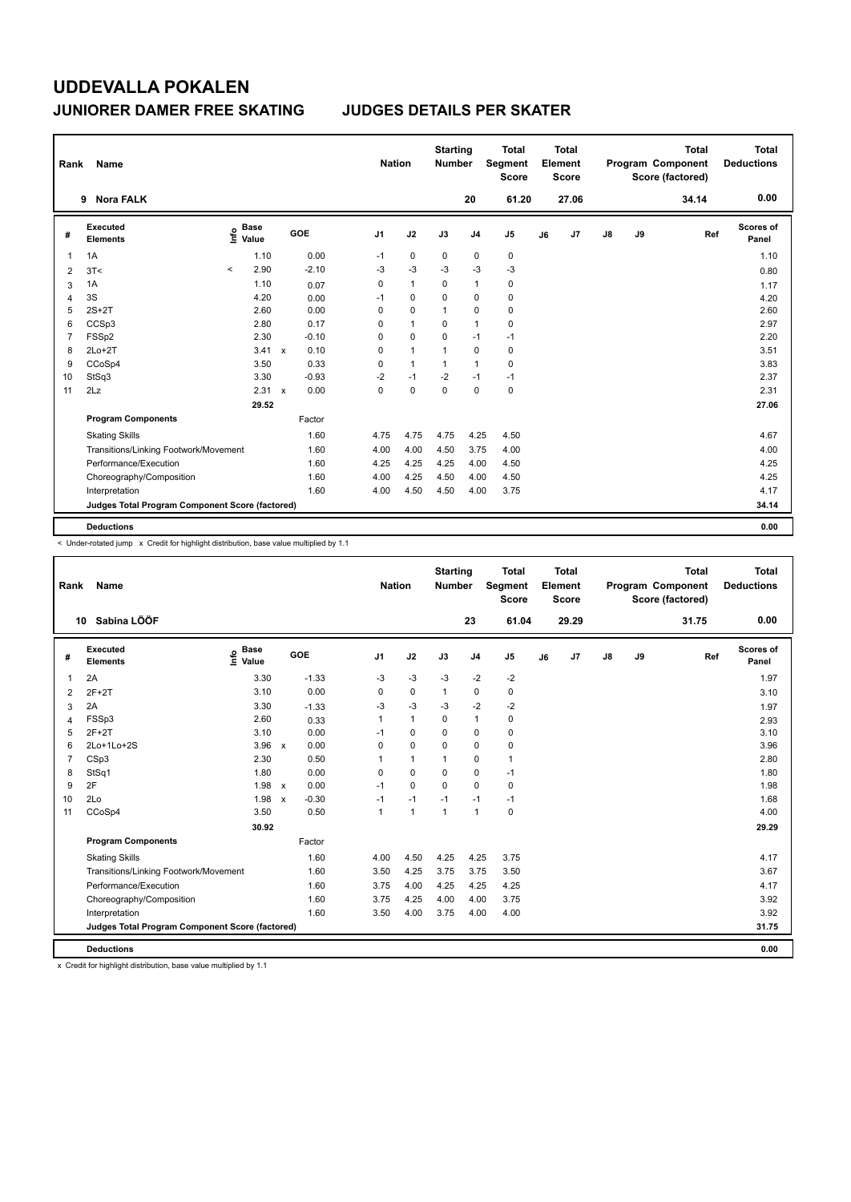# UDDEVALLA POKALEN

## JUNIORER DAMER FREE SKATING   JUDGES DETAILS PER SKATER

| Rank | Name | Nation | Starting Number | Total Segment Score | Total Element Score | Total Program Component Score (factored) | Total Deductions |
|---|---|---|---|---|---|---|---|
| 9 | Nora FALK | | 20 | 61.20 | 27.06 | 34.14 | 0.00 |

| # | Executed Elements | Info | Base Value | | GOE | J1 | J2 | J3 | J4 | J5 | J6 | J7 | J8 | J9 | Ref | Scores of Panel |
|---|---|---|---|---|---|---|---|---|---|---|---|---|---|---|---|---|
| 1 | 1A | | 1.10 | | 0.00 | -1 | 0 | 0 | 0 | 0 | | | | | | 1.10 |
| 2 | 3T< | < | 2.90 | | -2.10 | -3 | -3 | -3 | -3 | -3 | | | | | | 0.80 |
| 3 | 1A | | 1.10 | | 0.07 | 0 | 1 | 0 | 1 | 0 | | | | | | 1.17 |
| 4 | 3S | | 4.20 | | 0.00 | -1 | 0 | 0 | 0 | 0 | | | | | | 4.20 |
| 5 | 2S+2T | | 2.60 | | 0.00 | 0 | 0 | 1 | 0 | 0 | | | | | | 2.60 |
| 6 | CCSp3 | | 2.80 | | 0.17 | 0 | 1 | 0 | 1 | 0 | | | | | | 2.97 |
| 7 | FSSp2 | | 2.30 | | -0.10 | 0 | 0 | 0 | -1 | -1 | | | | | | 2.20 |
| 8 | 2Lo+2T | | 3.41 | x | 0.10 | 0 | 1 | 1 | 0 | 0 | | | | | | 3.51 |
| 9 | CCoSp4 | | 3.50 | | 0.33 | 0 | 1 | 1 | 1 | 0 | | | | | | 3.83 |
| 10 | StSq3 | | 3.30 | | -0.93 | -2 | -1 | -2 | -1 | -1 | | | | | | 2.37 |
| 11 | 2Lz | | 2.31 | x | 0.00 | 0 | 0 | 0 | 0 | 0 | | | | | | 2.31 |
| | | | 29.52 | | | | | | | | | | | | | 27.06 |
| | **Program Components** | | | | Factor | | | | | | | | | | | |
| | Skating Skills | | | | 1.60 | 4.75 | 4.75 | 4.75 | 4.25 | 4.50 | | | | | | 4.67 |
| | Transitions/Linking Footwork/Movement | | | | 1.60 | 4.00 | 4.00 | 4.50 | 3.75 | 4.00 | | | | | | 4.00 |
| | Performance/Execution | | | | 1.60 | 4.25 | 4.25 | 4.25 | 4.00 | 4.50 | | | | | | 4.25 |
| | Choreography/Composition | | | | 1.60 | 4.00 | 4.25 | 4.50 | 4.00 | 4.50 | | | | | | 4.25 |
| | Interpretation | | | | 1.60 | 4.00 | 4.50 | 4.50 | 4.00 | 3.75 | | | | | | 4.17 |
| | **Judges Total Program Component Score (factored)** | | | | | | | | | | | | | | | 34.14 |
| | **Deductions** | | | | | | | | | | | | | | | 0.00 |

< Under-rotated jump x Credit for highlight distribution, base value multiplied by 1.1

| Rank | Name | Nation | Starting Number | Total Segment Score | Total Element Score | Total Program Component Score (factored) | Total Deductions |
|---|---|---|---|---|---|---|---|
| 10 | Sabina LÖÖF | | 23 | 61.04 | 29.29 | 31.75 | 0.00 |

| # | Executed Elements | Info | Base Value | | GOE | J1 | J2 | J3 | J4 | J5 | J6 | J7 | J8 | J9 | Ref | Scores of Panel |
|---|---|---|---|---|---|---|---|---|---|---|---|---|---|---|---|---|
| 1 | 2A | | 3.30 | | -1.33 | -3 | -3 | -3 | -2 | -2 | | | | | | 1.97 |
| 2 | 2F+2T | | 3.10 | | 0.00 | 0 | 0 | 1 | 0 | 0 | | | | | | 3.10 |
| 3 | 2A | | 3.30 | | -1.33 | -3 | -3 | -3 | -2 | -2 | | | | | | 1.97 |
| 4 | FSSp3 | | 2.60 | | 0.33 | 1 | 1 | 0 | 1 | 0 | | | | | | 2.93 |
| 5 | 2F+2T | | 3.10 | | 0.00 | -1 | 0 | 0 | 0 | 0 | | | | | | 3.10 |
| 6 | 2Lo+1Lo+2S | | 3.96 | x | 0.00 | 0 | 0 | 0 | 0 | 0 | | | | | | 3.96 |
| 7 | CSp3 | | 2.30 | | 0.50 | 1 | 1 | 1 | 0 | 1 | | | | | | 2.80 |
| 8 | StSq1 | | 1.80 | | 0.00 | 0 | 0 | 0 | 0 | -1 | | | | | | 1.80 |
| 9 | 2F | | 1.98 | x | 0.00 | -1 | 0 | 0 | 0 | 0 | | | | | | 1.98 |
| 10 | 2Lo | | 1.98 | x | -0.30 | -1 | -1 | -1 | -1 | -1 | | | | | | 1.68 |
| 11 | CCoSp4 | | 3.50 | | 0.50 | 1 | 1 | 1 | 1 | 0 | | | | | | 4.00 |
| | | | 30.92 | | | | | | | | | | | | | 29.29 |
| | **Program Components** | | | | Factor | | | | | | | | | | | |
| | Skating Skills | | | | 1.60 | 4.00 | 4.50 | 4.25 | 4.25 | 3.75 | | | | | | 4.17 |
| | Transitions/Linking Footwork/Movement | | | | 1.60 | 3.50 | 4.25 | 3.75 | 3.75 | 3.50 | | | | | | 3.67 |
| | Performance/Execution | | | | 1.60 | 3.75 | 4.00 | 4.25 | 4.25 | 4.25 | | | | | | 4.17 |
| | Choreography/Composition | | | | 1.60 | 3.75 | 4.25 | 4.00 | 4.00 | 3.75 | | | | | | 3.92 |
| | Interpretation | | | | 1.60 | 3.50 | 4.00 | 3.75 | 4.00 | 4.00 | | | | | | 3.92 |
| | **Judges Total Program Component Score (factored)** | | | | | | | | | | | | | | | 31.75 |
| | **Deductions** | | | | | | | | | | | | | | | 0.00 |

x Credit for highlight distribution, base value multiplied by 1.1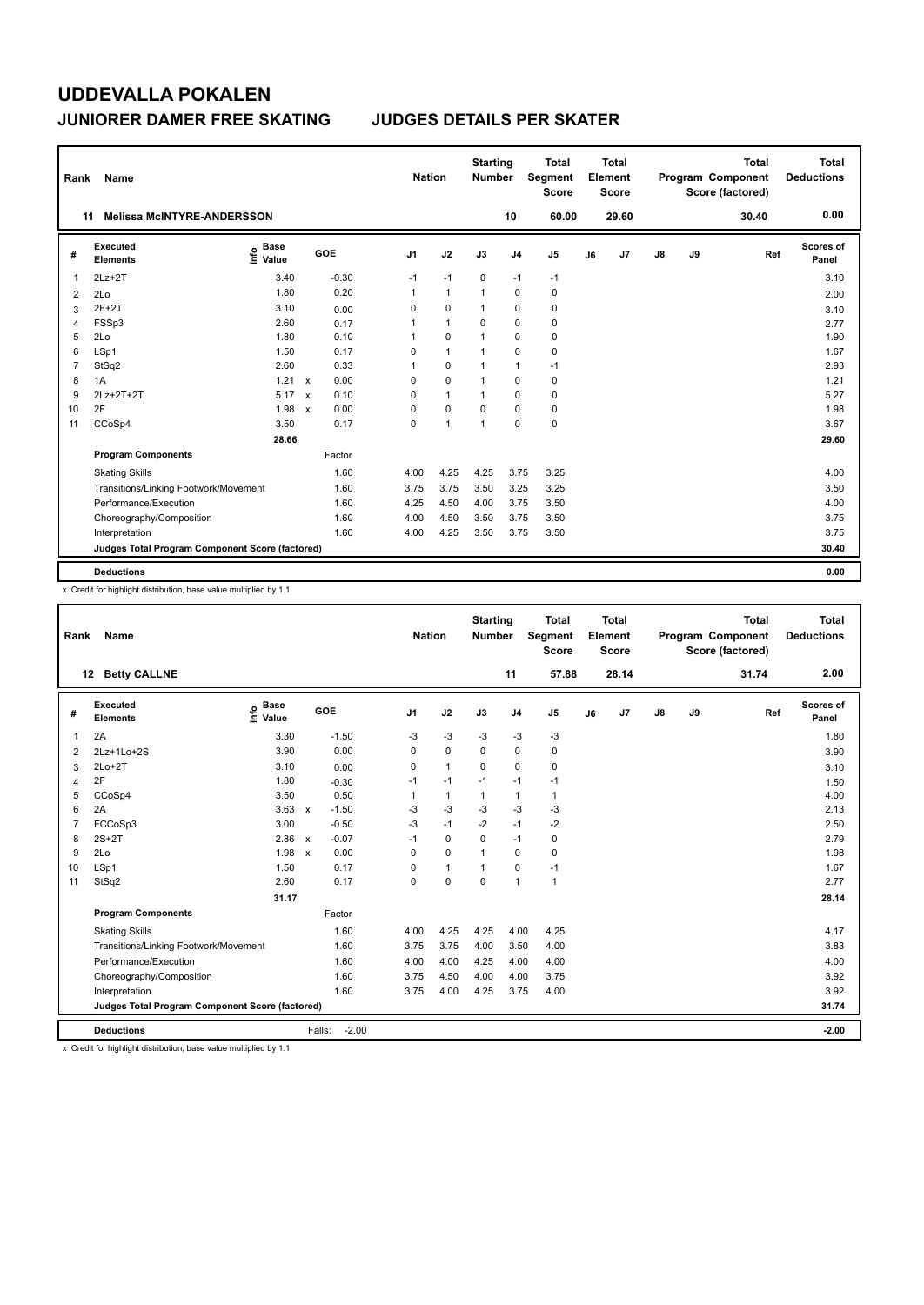# UDDEVALLA POKALEN

## JUNIORER DAMER FREE SKATING    JUDGES DETAILS PER SKATER

| Rank | Name | Nation | Starting Number | Total Segment Score | Total Element Score | Total Program Component Score (factored) | Total Deductions |
|---|---|---|---|---|---|---|---|
| 11 | Melissa McINTYRE-ANDERSSON | | 10 | 60.00 | 29.60 | 30.40 | 0.00 |

| # | Executed Elements | Info | Base Value | | GOE | J1 | J2 | J3 | J4 | J5 | J6 | J7 | J8 | J9 | Ref | Scores of Panel |
|---|---|---|---|---|---|---|---|---|---|---|---|---|---|---|---|---|
| 1 | 2Lz+2T | | 3.40 | | -0.30 | -1 | -1 | 0 | -1 | -1 | | | | | | 3.10 |
| 2 | 2Lo | | 1.80 | | 0.20 | 1 | 1 | 1 | 0 | 0 | | | | | | 2.00 |
| 3 | 2F+2T | | 3.10 | | 0.00 | 0 | 0 | 1 | 0 | 0 | | | | | | 3.10 |
| 4 | FSSp3 | | 2.60 | | 0.17 | 1 | 1 | 0 | 0 | 0 | | | | | | 2.77 |
| 5 | 2Lo | | 1.80 | | 0.10 | 1 | 0 | 1 | 0 | 0 | | | | | | 1.90 |
| 6 | LSp1 | | 1.50 | | 0.17 | 0 | 1 | 1 | 0 | 0 | | | | | | 1.67 |
| 7 | StSq2 | | 2.60 | | 0.33 | 1 | 0 | 1 | 1 | -1 | | | | | | 2.93 |
| 8 | 1A | | 1.21 | x | 0.00 | 0 | 0 | 1 | 0 | 0 | | | | | | 1.21 |
| 9 | 2Lz+2T+2T | | 5.17 | x | 0.10 | 0 | 1 | 1 | 0 | 0 | | | | | | 5.27 |
| 10 | 2F | | 1.98 | x | 0.00 | 0 | 0 | 0 | 0 | 0 | | | | | | 1.98 |
| 11 | CCoSp4 | | 3.50 | | 0.17 | 0 | 1 | 1 | 0 | 0 | | | | | | 3.67 |
| | | | 28.66 | | | | | | | | | | | | | 29.60 |
| | **Program Components** | | | | Factor | | | | | | | | | | | |
| | Skating Skills | | | | 1.60 | 4.00 | 4.25 | 4.25 | 3.75 | 3.25 | | | | | | 4.00 |
| | Transitions/Linking Footwork/Movement | | | | 1.60 | 3.75 | 3.75 | 3.50 | 3.25 | 3.25 | | | | | | 3.50 |
| | Performance/Execution | | | | 1.60 | 4.25 | 4.50 | 4.00 | 3.75 | 3.50 | | | | | | 4.00 |
| | Choreography/Composition | | | | 1.60 | 4.00 | 4.50 | 3.50 | 3.75 | 3.50 | | | | | | 3.75 |
| | Interpretation | | | | 1.60 | 4.00 | 4.25 | 3.50 | 3.75 | 3.50 | | | | | | 3.75 |
| | **Judges Total Program Component Score (factored)** | | | | | | | | | | | | | | | 30.40 |
| | **Deductions** | | | | | | | | | | | | | | | 0.00 |

x Credit for highlight distribution, base value multiplied by 1.1

| Rank | Name | Nation | Starting Number | Total Segment Score | Total Element Score | Total Program Component Score (factored) | Total Deductions |
|---|---|---|---|---|---|---|---|
| 12 | Betty CALLNE | | 11 | 57.88 | 28.14 | 31.74 | 2.00 |

| # | Executed Elements | Info | Base Value | | GOE | J1 | J2 | J3 | J4 | J5 | J6 | J7 | J8 | J9 | Ref | Scores of Panel |
|---|---|---|---|---|---|---|---|---|---|---|---|---|---|---|---|---|
| 1 | 2A | | 3.30 | | -1.50 | -3 | -3 | -3 | -3 | -3 | | | | | | 1.80 |
| 2 | 2Lz+1Lo+2S | | 3.90 | | 0.00 | 0 | 0 | 0 | 0 | 0 | | | | | | 3.90 |
| 3 | 2Lo+2T | | 3.10 | | 0.00 | 0 | 1 | 0 | 0 | 0 | | | | | | 3.10 |
| 4 | 2F | | 1.80 | | -0.30 | -1 | -1 | -1 | -1 | -1 | | | | | | 1.50 |
| 5 | CCoSp4 | | 3.50 | | 0.50 | 1 | 1 | 1 | 1 | 1 | | | | | | 4.00 |
| 6 | 2A | | 3.63 | x | -1.50 | -3 | -3 | -3 | -3 | -3 | | | | | | 2.13 |
| 7 | FCCoSp3 | | 3.00 | | -0.50 | -3 | -1 | -2 | -1 | -2 | | | | | | 2.50 |
| 8 | 2S+2T | | 2.86 | x | -0.07 | -1 | 0 | 0 | -1 | 0 | | | | | | 2.79 |
| 9 | 2Lo | | 1.98 | x | 0.00 | 0 | 0 | 1 | 0 | 0 | | | | | | 1.98 |
| 10 | LSp1 | | 1.50 | | 0.17 | 0 | 1 | 1 | 0 | -1 | | | | | | 1.67 |
| 11 | StSq2 | | 2.60 | | 0.17 | 0 | 0 | 0 | 1 | 1 | | | | | | 2.77 |
| | | | 31.17 | | | | | | | | | | | | | 28.14 |
| | **Program Components** | | | | Factor | | | | | | | | | | | |
| | Skating Skills | | | | 1.60 | 4.00 | 4.25 | 4.25 | 4.00 | 4.25 | | | | | | 4.17 |
| | Transitions/Linking Footwork/Movement | | | | 1.60 | 3.75 | 3.75 | 4.00 | 3.50 | 4.00 | | | | | | 3.83 |
| | Performance/Execution | | | | 1.60 | 4.00 | 4.00 | 4.25 | 4.00 | 4.00 | | | | | | 4.00 |
| | Choreography/Composition | | | | 1.60 | 3.75 | 4.50 | 4.00 | 4.00 | 3.75 | | | | | | 3.92 |
| | Interpretation | | | | 1.60 | 3.75 | 4.00 | 4.25 | 3.75 | 4.00 | | | | | | 3.92 |
| | **Judges Total Program Component Score (factored)** | | | | | | | | | | | | | | | 31.74 |
| | **Deductions** | | | | Falls: -2.00 | | | | | | | | | | | -2.00 |

x Credit for highlight distribution, base value multiplied by 1.1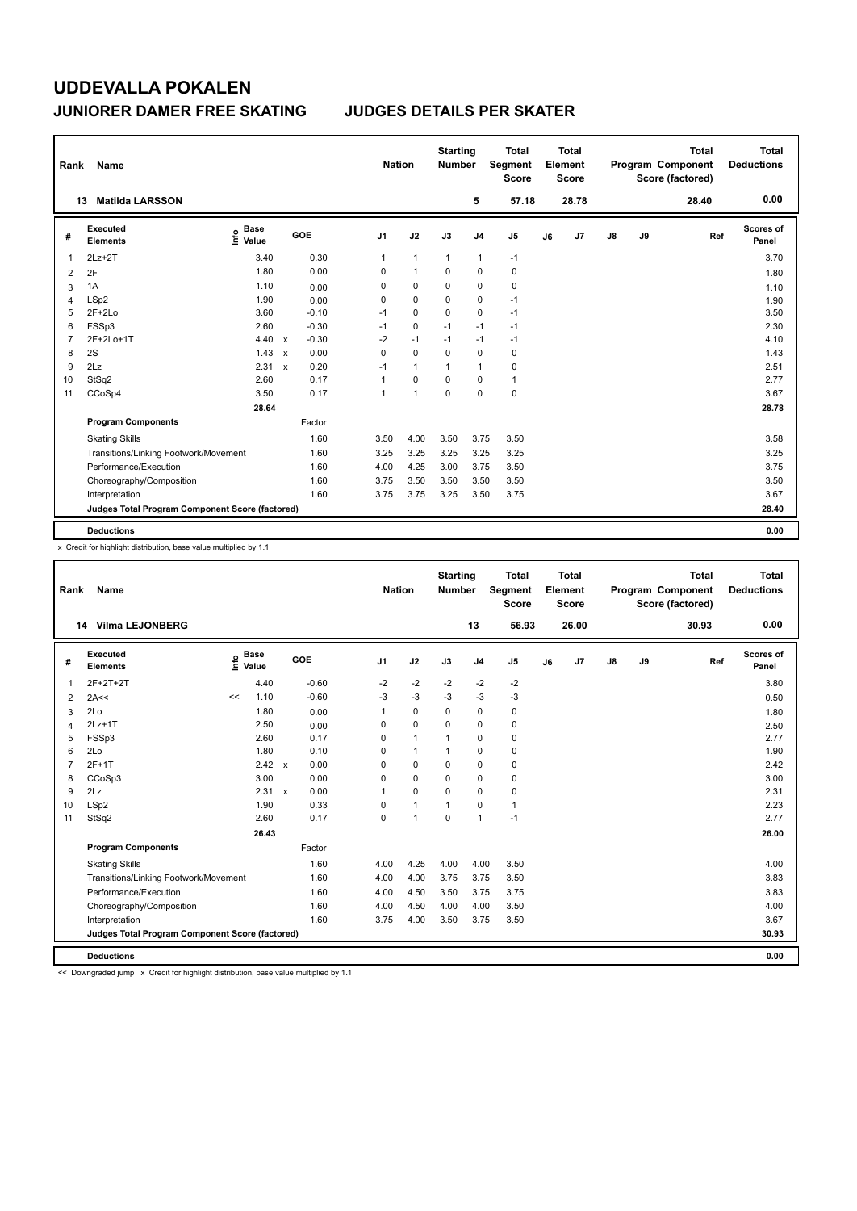# UDDEVALLA POKALEN

## JUNIORER DAMER FREE SKATING    JUDGES DETAILS PER SKATER

| Rank | Name | Nation | Starting Number | Total Segment Score | Total Element Score | Total Program Component Score (factored) | Total Deductions |
|---|---|---|---|---|---|---|---|
| 13 | Matilda LARSSON | | 5 | 57.18 | 28.78 | 28.40 | 0.00 |

| # | Executed Elements | Info | Base Value | | GOE | J1 | J2 | J3 | J4 | J5 | J6 | J7 | J8 | J9 | Ref | Scores of Panel |
|---|---|---|---|---|---|---|---|---|---|---|---|---|---|---|---|---|
| 1 | 2Lz+2T | | 3.40 | | 0.30 | 1 | 1 | 1 | 1 | -1 | | | | | | 3.70 |
| 2 | 2F | | 1.80 | | 0.00 | 0 | 1 | 0 | 0 | 0 | | | | | | 1.80 |
| 3 | 1A | | 1.10 | | 0.00 | 0 | 0 | 0 | 0 | 0 | | | | | | 1.10 |
| 4 | LSp2 | | 1.90 | | 0.00 | 0 | 0 | 0 | 0 | -1 | | | | | | 1.90 |
| 5 | 2F+2Lo | | 3.60 | | -0.10 | -1 | 0 | 0 | 0 | -1 | | | | | | 3.50 |
| 6 | FSSp3 | | 2.60 | | -0.30 | -1 | 0 | -1 | -1 | -1 | | | | | | 2.30 |
| 7 | 2F+2Lo+1T | | 4.40 | x | -0.30 | -2 | -1 | -1 | -1 | -1 | | | | | | 4.10 |
| 8 | 2S | | 1.43 | x | 0.00 | 0 | 0 | 0 | 0 | 0 | | | | | | 1.43 |
| 9 | 2Lz | | 2.31 | x | 0.20 | -1 | 1 | 1 | 1 | 0 | | | | | | 2.51 |
| 10 | StSq2 | | 2.60 | | 0.17 | 1 | 0 | 0 | 0 | 1 | | | | | | 2.77 |
| 11 | CCoSp4 | | 3.50 | | 0.17 | 1 | 1 | 0 | 0 | 0 | | | | | | 3.67 |
| | | | 28.64 | | | | | | | | | | | | | 28.78 |
| | Program Components | | | | Factor | | | | | | | | | | | |
| | Skating Skills | | | | 1.60 | 3.50 | 4.00 | 3.50 | 3.75 | 3.50 | | | | | | 3.58 |
| | Transitions/Linking Footwork/Movement | | | | 1.60 | 3.25 | 3.25 | 3.25 | 3.25 | 3.25 | | | | | | 3.25 |
| | Performance/Execution | | | | 1.60 | 4.00 | 4.25 | 3.00 | 3.75 | 3.50 | | | | | | 3.75 |
| | Choreography/Composition | | | | 1.60 | 3.75 | 3.50 | 3.50 | 3.50 | 3.50 | | | | | | 3.50 |
| | Interpretation | | | | 1.60 | 3.75 | 3.75 | 3.25 | 3.50 | 3.75 | | | | | | 3.67 |
| | Judges Total Program Component Score (factored) | | | | | | | | | | | | | | | 28.40 |
| | Deductions | | | | | | | | | | | | | | | 0.00 |

x Credit for highlight distribution, base value multiplied by 1.1

| Rank | Name | Nation | Starting Number | Total Segment Score | Total Element Score | Total Program Component Score (factored) | Total Deductions |
|---|---|---|---|---|---|---|---|
| 14 | Vilma LEJONBERG | | 13 | 56.93 | 26.00 | 30.93 | 0.00 |

| # | Executed Elements | Info | Base Value | | GOE | J1 | J2 | J3 | J4 | J5 | J6 | J7 | J8 | J9 | Ref | Scores of Panel |
|---|---|---|---|---|---|---|---|---|---|---|---|---|---|---|---|---|
| 1 | 2F+2T+2T | | 4.40 | | -0.60 | -2 | -2 | -2 | -2 | -2 | | | | | | 3.80 |
| 2 | 2A<< | << | 1.10 | | -0.60 | -3 | -3 | -3 | -3 | -3 | | | | | | 0.50 |
| 3 | 2Lo | | 1.80 | | 0.00 | 1 | 0 | 0 | 0 | 0 | | | | | | 1.80 |
| 4 | 2Lz+1T | | 2.50 | | 0.00 | 0 | 0 | 0 | 0 | 0 | | | | | | 2.50 |
| 5 | FSSp3 | | 2.60 | | 0.17 | 0 | 1 | 1 | 0 | 0 | | | | | | 2.77 |
| 6 | 2Lo | | 1.80 | | 0.10 | 0 | 1 | 1 | 0 | 0 | | | | | | 1.90 |
| 7 | 2F+1T | | 2.42 | x | 0.00 | 0 | 0 | 0 | 0 | 0 | | | | | | 2.42 |
| 8 | CCoSp3 | | 3.00 | | 0.00 | 0 | 0 | 0 | 0 | 0 | | | | | | 3.00 |
| 9 | 2Lz | | 2.31 | x | 0.00 | 1 | 0 | 0 | 0 | 0 | | | | | | 2.31 |
| 10 | LSp2 | | 1.90 | | 0.33 | 0 | 1 | 1 | 0 | 1 | | | | | | 2.23 |
| 11 | StSq2 | | 2.60 | | 0.17 | 0 | 1 | 0 | 1 | -1 | | | | | | 2.77 |
| | | | 26.43 | | | | | | | | | | | | | 26.00 |
| | Program Components | | | | Factor | | | | | | | | | | | |
| | Skating Skills | | | | 1.60 | 4.00 | 4.25 | 4.00 | 4.00 | 3.50 | | | | | | 4.00 |
| | Transitions/Linking Footwork/Movement | | | | 1.60 | 4.00 | 4.00 | 3.75 | 3.75 | 3.50 | | | | | | 3.83 |
| | Performance/Execution | | | | 1.60 | 4.00 | 4.50 | 3.50 | 3.75 | 3.75 | | | | | | 3.83 |
| | Choreography/Composition | | | | 1.60 | 4.00 | 4.50 | 4.00 | 4.00 | 3.50 | | | | | | 4.00 |
| | Interpretation | | | | 1.60 | 3.75 | 4.00 | 3.50 | 3.75 | 3.50 | | | | | | 3.67 |
| | Judges Total Program Component Score (factored) | | | | | | | | | | | | | | | 30.93 |
| | Deductions | | | | | | | | | | | | | | | 0.00 |

<< Downgraded jump   x Credit for highlight distribution, base value multiplied by 1.1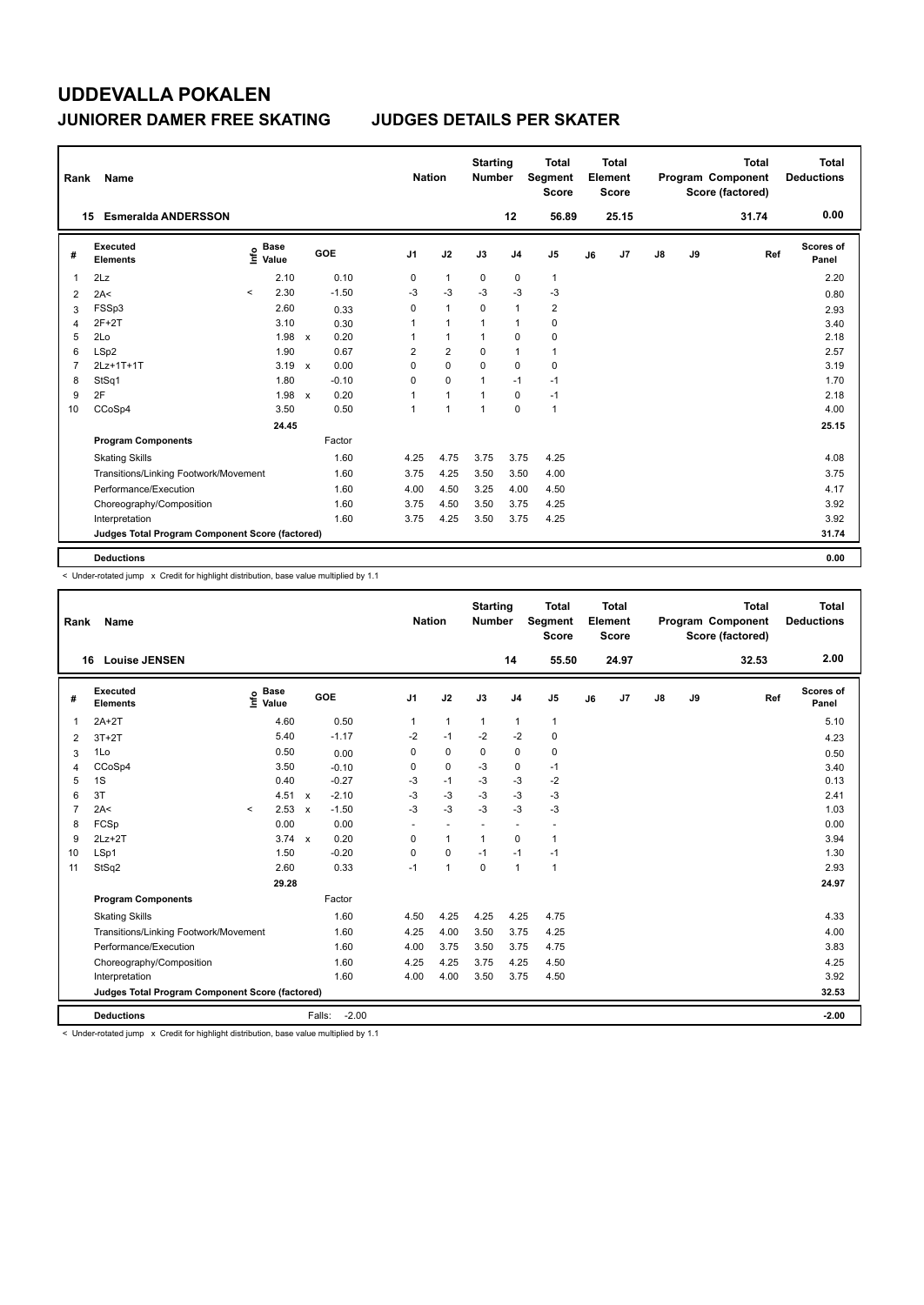# UDDEVALLA POKALEN

## JUNIORER DAMER FREE SKATING JUDGES DETAILS PER SKATER

| Rank | Name | Nation | Starting Number | Total Segment Score | Total Element Score | Total Program Component Score (factored) | Total Deductions |
|---|---|---|---|---|---|---|---|
| 15 | Esmeralda ANDERSSON | | 12 | 56.89 | 25.15 | 31.74 | 0.00 |

| # | Executed Elements | Info | Base Value | | GOE | J1 | J2 | J3 | J4 | J5 | J6 | J7 | J8 | J9 | Ref | Scores of Panel |
|---|---|---|---|---|---|---|---|---|---|---|---|---|---|---|---|---|
| 1 | 2Lz | | 2.10 | | 0.10 | 0 | 1 | 0 | 0 | 1 | | | | | | 2.20 |
| 2 | 2A< | < | 2.30 | | -1.50 | -3 | -3 | -3 | -3 | -3 | | | | | | 0.80 |
| 3 | FSSp3 | | 2.60 | | 0.33 | 0 | 1 | 0 | 1 | 2 | | | | | | 2.93 |
| 4 | 2F+2T | | 3.10 | | 0.30 | 1 | 1 | 1 | 1 | 0 | | | | | | 3.40 |
| 5 | 2Lo | | 1.98 | x | 0.20 | 1 | 1 | 1 | 0 | 0 | | | | | | 2.18 |
| 6 | LSp2 | | 1.90 | | 0.67 | 2 | 2 | 0 | 1 | 1 | | | | | | 2.57 |
| 7 | 2Lz+1T+1T | | 3.19 | x | 0.00 | 0 | 0 | 0 | 0 | 0 | | | | | | 3.19 |
| 8 | StSq1 | | 1.80 | | -0.10 | 0 | 0 | 1 | -1 | -1 | | | | | | 1.70 |
| 9 | 2F | | 1.98 | x | 0.20 | 1 | 1 | 1 | 0 | -1 | | | | | | 2.18 |
| 10 | CCoSp4 | | 3.50 | | 0.50 | 1 | 1 | 1 | 0 | 1 | | | | | | 4.00 |
| | | | 24.45 | | | | | | | | | | | | | 25.15 |
| | **Program Components** | | | | Factor | | | | | | | | | | | |
| | Skating Skills | | | | 1.60 | 4.25 | 4.75 | 3.75 | 3.75 | 4.25 | | | | | | 4.08 |
| | Transitions/Linking Footwork/Movement | | | | 1.60 | 3.75 | 4.25 | 3.50 | 3.50 | 4.00 | | | | | | 3.75 |
| | Performance/Execution | | | | 1.60 | 4.00 | 4.50 | 3.25 | 4.00 | 4.50 | | | | | | 4.17 |
| | Choreography/Composition | | | | 1.60 | 3.75 | 4.50 | 3.50 | 3.75 | 4.25 | | | | | | 3.92 |
| | Interpretation | | | | 1.60 | 3.75 | 4.25 | 3.50 | 3.75 | 4.25 | | | | | | 3.92 |
| | **Judges Total Program Component Score (factored)** | | | | | | | | | | | | | | | 31.74 |
| | **Deductions** | | | | | | | | | | | | | | | 0.00 |

< Under-rotated jump x Credit for highlight distribution, base value multiplied by 1.1

| Rank | Name | Nation | Starting Number | Total Segment Score | Total Element Score | Total Program Component Score (factored) | Total Deductions |
|---|---|---|---|---|---|---|---|
| 16 | Louise JENSEN | | 14 | 55.50 | 24.97 | 32.53 | 2.00 |

| # | Executed Elements | Info | Base Value | | GOE | J1 | J2 | J3 | J4 | J5 | J6 | J7 | J8 | J9 | Ref | Scores of Panel |
|---|---|---|---|---|---|---|---|---|---|---|---|---|---|---|---|---|
| 1 | 2A+2T | | 4.60 | | 0.50 | 1 | 1 | 1 | 1 | 1 | | | | | | 5.10 |
| 2 | 3T+2T | | 5.40 | | -1.17 | -2 | -1 | -2 | -2 | 0 | | | | | | 4.23 |
| 3 | 1Lo | | 0.50 | | 0.00 | 0 | 0 | 0 | 0 | 0 | | | | | | 0.50 |
| 4 | CCoSp4 | | 3.50 | | -0.10 | 0 | 0 | -3 | 0 | -1 | | | | | | 3.40 |
| 5 | 1S | | 0.40 | | -0.27 | -3 | -1 | -3 | -3 | -2 | | | | | | 0.13 |
| 6 | 3T | | 4.51 | x | -2.10 | -3 | -3 | -3 | -3 | -3 | | | | | | 2.41 |
| 7 | 2A< | < | 2.53 | x | -1.50 | -3 | -3 | -3 | -3 | -3 | | | | | | 1.03 |
| 8 | FCSp | | 0.00 | | 0.00 | - | - | - | - | - | | | | | | 0.00 |
| 9 | 2Lz+2T | | 3.74 | x | 0.20 | 0 | 1 | 1 | 0 | 1 | | | | | | 3.94 |
| 10 | LSp1 | | 1.50 | | -0.20 | 0 | 0 | -1 | -1 | -1 | | | | | | 1.30 |
| 11 | StSq2 | | 2.60 | | 0.33 | -1 | 1 | 0 | 1 | 1 | | | | | | 2.93 |
| | | | 29.28 | | | | | | | | | | | | | 24.97 |
| | **Program Components** | | | | Factor | | | | | | | | | | | |
| | Skating Skills | | | | 1.60 | 4.50 | 4.25 | 4.25 | 4.25 | 4.75 | | | | | | 4.33 |
| | Transitions/Linking Footwork/Movement | | | | 1.60 | 4.25 | 4.00 | 3.50 | 3.75 | 4.25 | | | | | | 4.00 |
| | Performance/Execution | | | | 1.60 | 4.00 | 3.75 | 3.50 | 3.75 | 4.75 | | | | | | 3.83 |
| | Choreography/Composition | | | | 1.60 | 4.25 | 4.25 | 3.75 | 4.25 | 4.50 | | | | | | 4.25 |
| | Interpretation | | | | 1.60 | 4.00 | 4.00 | 3.50 | 3.75 | 4.50 | | | | | | 3.92 |
| | **Judges Total Program Component Score (factored)** | | | | | | | | | | | | | | | 32.53 |
| | **Deductions** | | | | Falls: -2.00 | | | | | | | | | | | -2.00 |

< Under-rotated jump x Credit for highlight distribution, base value multiplied by 1.1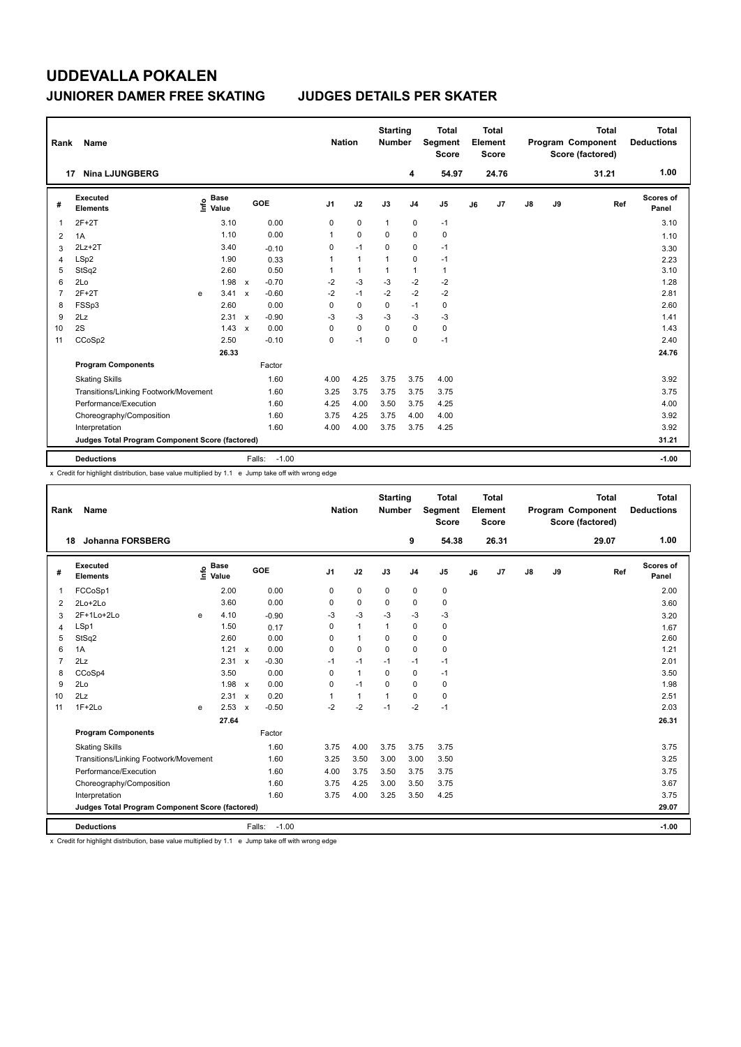# UDDEVALLA POKALEN

## JUNIORER DAMER FREE SKATING　　JUDGES DETAILS PER SKATER

| Rank | Name | Nation | Starting Number | Total Segment Score | Total Element Score | Total Program Component Score (factored) | Total Deductions |
|---|---|---|---|---|---|---|---|
| 17 | Nina LJUNGBERG | | 4 | 54.97 | 24.76 | 31.21 | 1.00 |

| # | Executed Elements | Info | Base Value | | GOE | J1 | J2 | J3 | J4 | J5 | J6 | J7 | J8 | J9 | Ref | Scores of Panel |
|---|---|---|---|---|---|---|---|---|---|---|---|---|---|---|---|---|
| 1 | 2F+2T | | 3.10 | | 0.00 | 0 | 0 | 1 | 0 | -1 | | | | | | 3.10 |
| 2 | 1A | | 1.10 | | 0.00 | 1 | 0 | 0 | 0 | 0 | | | | | | 1.10 |
| 3 | 2Lz+2T | | 3.40 | | -0.10 | 0 | -1 | 0 | 0 | -1 | | | | | | 3.30 |
| 4 | LSp2 | | 1.90 | | 0.33 | 1 | 1 | 1 | 0 | -1 | | | | | | 2.23 |
| 5 | StSq2 | | 2.60 | | 0.50 | 1 | 1 | 1 | 1 | 1 | | | | | | 3.10 |
| 6 | 2Lo | | 1.98 | x | -0.70 | -2 | -3 | -3 | -2 | -2 | | | | | | 1.28 |
| 7 | 2F+2T | e | 3.41 | x | -0.60 | -2 | -1 | -2 | -2 | -2 | | | | | | 2.81 |
| 8 | FSSp3 | | 2.60 | | 0.00 | 0 | 0 | 0 | -1 | 0 | | | | | | 2.60 |
| 9 | 2Lz | | 2.31 | x | -0.90 | -3 | -3 | -3 | -3 | -3 | | | | | | 1.41 |
| 10 | 2S | | 1.43 | x | 0.00 | 0 | 0 | 0 | 0 | 0 | | | | | | 1.43 |
| 11 | CCoSp2 | | 2.50 | | -0.10 | 0 | -1 | 0 | 0 | -1 | | | | | | 2.40 |
| | | | 26.33 | | | | | | | | | | | | | 24.76 |
| | **Program Components** | | | | Factor | | | | | | | | | | | |
| | Skating Skills | | | | 1.60 | 4.00 | 4.25 | 3.75 | 3.75 | 4.00 | | | | | | 3.92 |
| | Transitions/Linking Footwork/Movement | | | | 1.60 | 3.25 | 3.75 | 3.75 | 3.75 | 3.75 | | | | | | 3.75 |
| | Performance/Execution | | | | 1.60 | 4.25 | 4.00 | 3.50 | 3.75 | 4.25 | | | | | | 4.00 |
| | Choreography/Composition | | | | 1.60 | 3.75 | 4.25 | 3.75 | 4.00 | 4.00 | | | | | | 3.92 |
| | Interpretation | | | | 1.60 | 4.00 | 4.00 | 3.75 | 3.75 | 4.25 | | | | | | 3.92 |
| | **Judges Total Program Component Score (factored)** | | | | | | | | | | | | | | | 31.21 |
| | **Deductions** | | | | Falls: -1.00 | | | | | | | | | | | -1.00 |

x Credit for highlight distribution, base value multiplied by 1.1　e Jump take off with wrong edge

| Rank | Name | Nation | Starting Number | Total Segment Score | Total Element Score | Total Program Component Score (factored) | Total Deductions |
|---|---|---|---|---|---|---|---|
| 18 | Johanna FORSBERG | | 9 | 54.38 | 26.31 | 29.07 | 1.00 |

| # | Executed Elements | Info | Base Value | | GOE | J1 | J2 | J3 | J4 | J5 | J6 | J7 | J8 | J9 | Ref | Scores of Panel |
|---|---|---|---|---|---|---|---|---|---|---|---|---|---|---|---|---|
| 1 | FCCoSp1 | | 2.00 | | 0.00 | 0 | 0 | 0 | 0 | 0 | | | | | | 2.00 |
| 2 | 2Lo+2Lo | | 3.60 | | 0.00 | 0 | 0 | 0 | 0 | 0 | | | | | | 3.60 |
| 3 | 2F+1Lo+2Lo | e | 4.10 | | -0.90 | -3 | -3 | -3 | -3 | -3 | | | | | | 3.20 |
| 4 | LSp1 | | 1.50 | | 0.17 | 0 | 1 | 1 | 0 | 0 | | | | | | 1.67 |
| 5 | StSq2 | | 2.60 | | 0.00 | 0 | 1 | 0 | 0 | 0 | | | | | | 2.60 |
| 6 | 1A | | 1.21 | x | 0.00 | 0 | 0 | 0 | 0 | 0 | | | | | | 1.21 |
| 7 | 2Lz | | 2.31 | x | -0.30 | -1 | -1 | -1 | -1 | -1 | | | | | | 2.01 |
| 8 | CCoSp4 | | 3.50 | | 0.00 | 0 | 1 | 0 | 0 | -1 | | | | | | 3.50 |
| 9 | 2Lo | | 1.98 | x | 0.00 | 0 | -1 | 0 | 0 | 0 | | | | | | 1.98 |
| 10 | 2Lz | | 2.31 | x | 0.20 | 1 | 1 | 1 | 0 | 0 | | | | | | 2.51 |
| 11 | 1F+2Lo | e | 2.53 | x | -0.50 | -2 | -2 | -1 | -2 | -1 | | | | | | 2.03 |
| | | | 27.64 | | | | | | | | | | | | | 26.31 |
| | **Program Components** | | | | Factor | | | | | | | | | | | |
| | Skating Skills | | | | 1.60 | 3.75 | 4.00 | 3.75 | 3.75 | 3.75 | | | | | | 3.75 |
| | Transitions/Linking Footwork/Movement | | | | 1.60 | 3.25 | 3.50 | 3.00 | 3.00 | 3.50 | | | | | | 3.25 |
| | Performance/Execution | | | | 1.60 | 4.00 | 3.75 | 3.50 | 3.75 | 3.75 | | | | | | 3.75 |
| | Choreography/Composition | | | | 1.60 | 3.75 | 4.25 | 3.00 | 3.50 | 3.75 | | | | | | 3.67 |
| | Interpretation | | | | 1.60 | 3.75 | 4.00 | 3.25 | 3.50 | 4.25 | | | | | | 3.75 |
| | **Judges Total Program Component Score (factored)** | | | | | | | | | | | | | | | 29.07 |
| | **Deductions** | | | | Falls: -1.00 | | | | | | | | | | | -1.00 |

x Credit for highlight distribution, base value multiplied by 1.1　e Jump take off with wrong edge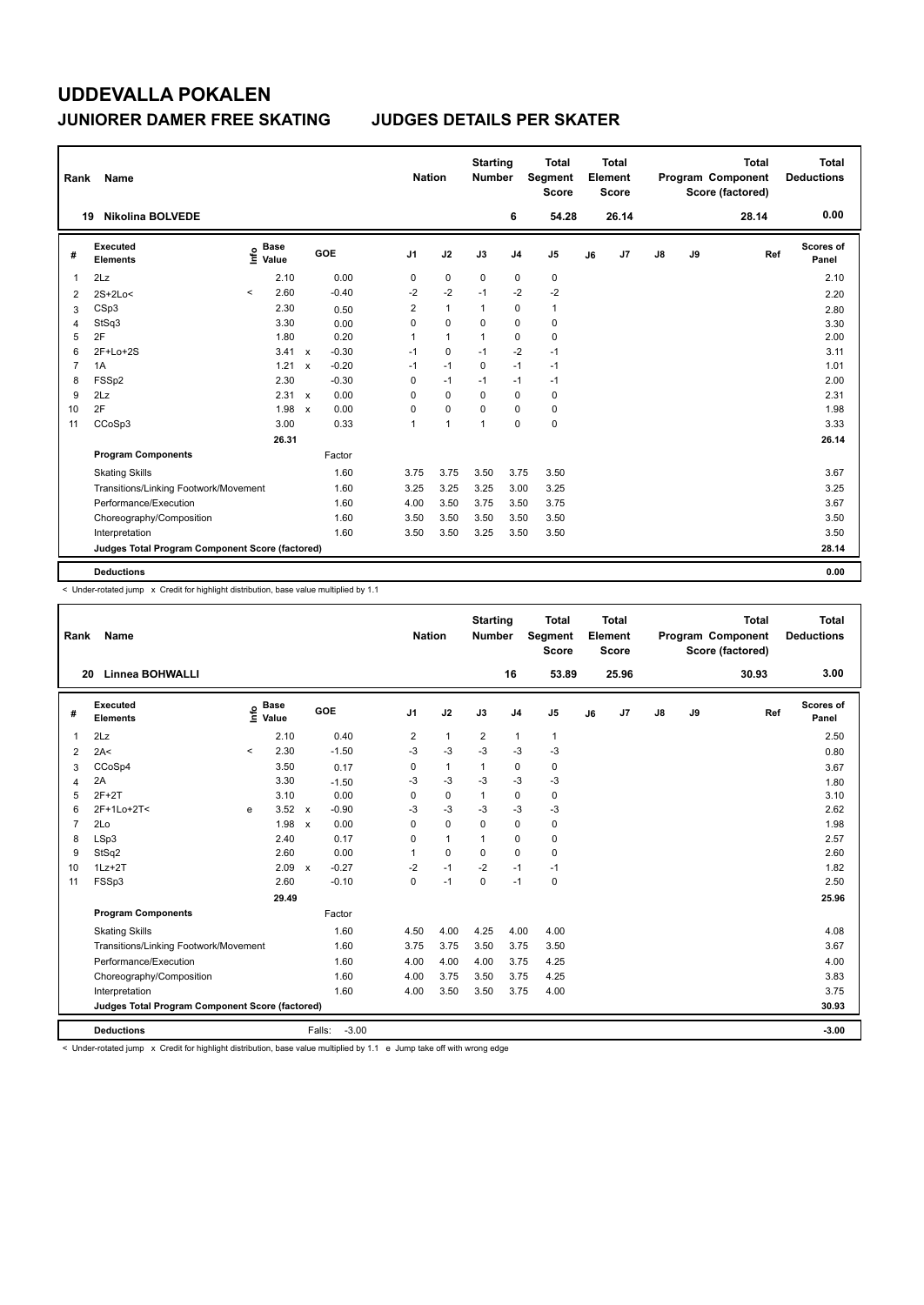# UDDEVALLA POKALEN

## JUNIORER DAMER FREE SKATING — JUDGES DETAILS PER SKATER

| Rank | Name | Nation | Starting Number | Total Segment Score | Total Element Score | Total Program Component Score (factored) | Total Deductions |
|---|---|---|---|---|---|---|---|
| 19 | Nikolina BOLVEDE | | 6 | 54.28 | 26.14 | 28.14 | 0.00 |

| # | Executed Elements | Info | Base Value | | GOE | J1 | J2 | J3 | J4 | J5 | J6 | J7 | J8 | J9 | Ref | Scores of Panel |
|---|---|---|---|---|---|---|---|---|---|---|---|---|---|---|---|---|
| 1 | 2Lz | | 2.10 | | 0.00 | 0 | 0 | 0 | 0 | 0 | | | | | | 2.10 |
| 2 | 2S+2Lo< | < | 2.60 | | -0.40 | -2 | -2 | -1 | -2 | -2 | | | | | | 2.20 |
| 3 | CSp3 | | 2.30 | | 0.50 | 2 | 1 | 1 | 0 | 1 | | | | | | 2.80 |
| 4 | StSq3 | | 3.30 | | 0.00 | 0 | 0 | 0 | 0 | 0 | | | | | | 3.30 |
| 5 | 2F | | 1.80 | | 0.20 | 1 | 1 | 1 | 0 | 0 | | | | | | 2.00 |
| 6 | 2F+Lo+2S | | 3.41 | x | -0.30 | -1 | 0 | -1 | -2 | -1 | | | | | | 3.11 |
| 7 | 1A | | 1.21 | x | -0.20 | -1 | -1 | 0 | -1 | -1 | | | | | | 1.01 |
| 8 | FSSp2 | | 2.30 | | -0.30 | 0 | -1 | -1 | -1 | -1 | | | | | | 2.00 |
| 9 | 2Lz | | 2.31 | x | 0.00 | 0 | 0 | 0 | 0 | 0 | | | | | | 2.31 |
| 10 | 2F | | 1.98 | x | 0.00 | 0 | 0 | 0 | 0 | 0 | | | | | | 1.98 |
| 11 | CCoSp3 | | 3.00 | | 0.33 | 1 | 1 | 1 | 0 | 0 | | | | | | 3.33 |
| | | | 26.31 | | | | | | | | | | | | | 26.14 |
| | **Program Components** | | | | Factor | | | | | | | | | | | |
| | Skating Skills | | | | 1.60 | 3.75 | 3.75 | 3.50 | 3.75 | 3.50 | | | | | | 3.67 |
| | Transitions/Linking Footwork/Movement | | | | 1.60 | 3.25 | 3.25 | 3.25 | 3.00 | 3.25 | | | | | | 3.25 |
| | Performance/Execution | | | | 1.60 | 4.00 | 3.50 | 3.75 | 3.50 | 3.75 | | | | | | 3.67 |
| | Choreography/Composition | | | | 1.60 | 3.50 | 3.50 | 3.50 | 3.50 | 3.50 | | | | | | 3.50 |
| | Interpretation | | | | 1.60 | 3.50 | 3.50 | 3.25 | 3.50 | 3.50 | | | | | | 3.50 |
| | **Judges Total Program Component Score (factored)** | | | | | | | | | | | | | | | 28.14 |
| | **Deductions** | | | | | | | | | | | | | | | 0.00 |

< Under-rotated jump x Credit for highlight distribution, base value multiplied by 1.1

| Rank | Name | Nation | Starting Number | Total Segment Score | Total Element Score | Total Program Component Score (factored) | Total Deductions |
|---|---|---|---|---|---|---|---|
| 20 | Linnea BOHWALLI | | 16 | 53.89 | 25.96 | 30.93 | 3.00 |

| # | Executed Elements | Info | Base Value | | GOE | J1 | J2 | J3 | J4 | J5 | J6 | J7 | J8 | J9 | Ref | Scores of Panel |
|---|---|---|---|---|---|---|---|---|---|---|---|---|---|---|---|---|
| 1 | 2Lz | | 2.10 | | 0.40 | 2 | 1 | 2 | 1 | 1 | | | | | | 2.50 |
| 2 | 2A< | < | 2.30 | | -1.50 | -3 | -3 | -3 | -3 | -3 | | | | | | 0.80 |
| 3 | CCoSp4 | | 3.50 | | 0.17 | 0 | 1 | 1 | 0 | 0 | | | | | | 3.67 |
| 4 | 2A | | 3.30 | | -1.50 | -3 | -3 | -3 | -3 | -3 | | | | | | 1.80 |
| 5 | 2F+2T | | 3.10 | | 0.00 | 0 | 0 | 1 | 0 | 0 | | | | | | 3.10 |
| 6 | 2F+1Lo+2T< | e | 3.52 | x | -0.90 | -3 | -3 | -3 | -3 | -3 | | | | | | 2.62 |
| 7 | 2Lo | | 1.98 | x | 0.00 | 0 | 0 | 0 | 0 | 0 | | | | | | 1.98 |
| 8 | LSp3 | | 2.40 | | 0.17 | 0 | 1 | 1 | 0 | 0 | | | | | | 2.57 |
| 9 | StSq2 | | 2.60 | | 0.00 | 1 | 0 | 0 | 0 | 0 | | | | | | 2.60 |
| 10 | 1Lz+2T | | 2.09 | x | -0.27 | -2 | -1 | -2 | -1 | -1 | | | | | | 1.82 |
| 11 | FSSp3 | | 2.60 | | -0.10 | 0 | -1 | 0 | -1 | 0 | | | | | | 2.50 |
| | | | 29.49 | | | | | | | | | | | | | 25.96 |
| | **Program Components** | | | | Factor | | | | | | | | | | | |
| | Skating Skills | | | | 1.60 | 4.50 | 4.00 | 4.25 | 4.00 | 4.00 | | | | | | 4.08 |
| | Transitions/Linking Footwork/Movement | | | | 1.60 | 3.75 | 3.75 | 3.50 | 3.75 | 3.50 | | | | | | 3.67 |
| | Performance/Execution | | | | 1.60 | 4.00 | 4.00 | 4.00 | 3.75 | 4.25 | | | | | | 4.00 |
| | Choreography/Composition | | | | 1.60 | 4.00 | 3.75 | 3.50 | 3.75 | 4.25 | | | | | | 3.83 |
| | Interpretation | | | | 1.60 | 4.00 | 3.50 | 3.50 | 3.75 | 4.00 | | | | | | 3.75 |
| | **Judges Total Program Component Score (factored)** | | | | | | | | | | | | | | | 30.93 |
| | **Deductions** | | | Falls: | -3.00 | | | | | | | | | | | -3.00 |

< Under-rotated jump x Credit for highlight distribution, base value multiplied by 1.1 e Jump take off with wrong edge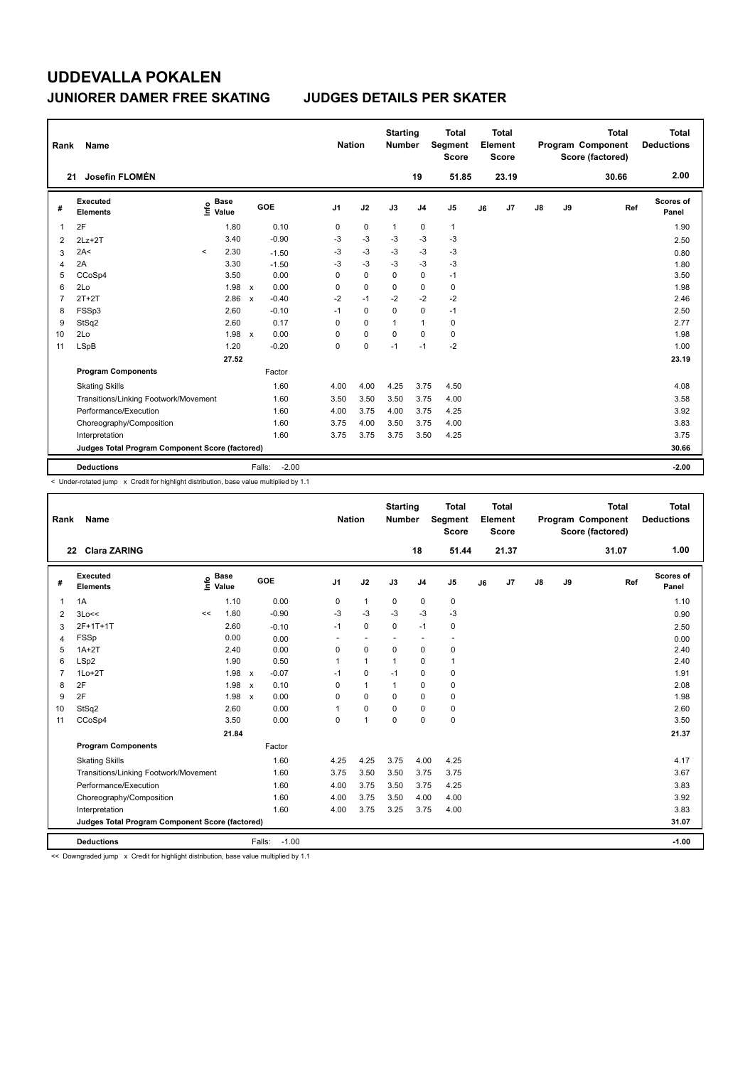# UDDEVALLA POKALEN

## JUNIORER DAMER FREE SKATING JUDGES DETAILS PER SKATER

| Rank | Name | Nation | Starting Number | Total Segment Score | Total Element Score | Total Program Component Score (factored) | Total Deductions |
|---|---|---|---|---|---|---|---|
| 21 | Josefin FLOMÉN | | 19 | 51.85 | 23.19 | 30.66 | 2.00 |

| # | Executed Elements | Info | Base Value | | GOE | J1 | J2 | J3 | J4 | J5 | J6 | J7 | J8 | J9 | Ref | Scores of Panel |
|---|---|---|---|---|---|---|---|---|---|---|---|---|---|---|---|---|
| 1 | 2F | | 1.80 | | 0.10 | 0 | 0 | 1 | 0 | 1 | | | | | | 1.90 |
| 2 | 2Lz+2T | | 3.40 | | -0.90 | -3 | -3 | -3 | -3 | -3 | | | | | | 2.50 |
| 3 | 2A< | < | 2.30 | | -1.50 | -3 | -3 | -3 | -3 | -3 | | | | | | 0.80 |
| 4 | 2A | | 3.30 | | -1.50 | -3 | -3 | -3 | -3 | -3 | | | | | | 1.80 |
| 5 | CCoSp4 | | 3.50 | | 0.00 | 0 | 0 | 0 | 0 | -1 | | | | | | 3.50 |
| 6 | 2Lo | | 1.98 | x | 0.00 | 0 | 0 | 0 | 0 | 0 | | | | | | 1.98 |
| 7 | 2T+2T | | 2.86 | x | -0.40 | -2 | -1 | -2 | -2 | -2 | | | | | | 2.46 |
| 8 | FSSp3 | | 2.60 | | -0.10 | -1 | 0 | 0 | 0 | -1 | | | | | | 2.50 |
| 9 | StSq2 | | 2.60 | | 0.17 | 0 | 0 | 1 | 1 | 0 | | | | | | 2.77 |
| 10 | 2Lo | | 1.98 | x | 0.00 | 0 | 0 | 0 | 0 | 0 | | | | | | 1.98 |
| 11 | LSpB | | 1.20 | | -0.20 | 0 | 0 | -1 | -1 | -2 | | | | | | 1.00 |
| | | | 27.52 | | | | | | | | | | | | | 23.19 |
| | **Program Components** | | | | Factor | | | | | | | | | | | |
| | Skating Skills | | | | 1.60 | 4.00 | 4.00 | 4.25 | 3.75 | 4.50 | | | | | | 4.08 |
| | Transitions/Linking Footwork/Movement | | | | 1.60 | 3.50 | 3.50 | 3.50 | 3.75 | 4.00 | | | | | | 3.58 |
| | Performance/Execution | | | | 1.60 | 4.00 | 3.75 | 4.00 | 3.75 | 4.25 | | | | | | 3.92 |
| | Choreography/Composition | | | | 1.60 | 3.75 | 4.00 | 3.50 | 3.75 | 4.00 | | | | | | 3.83 |
| | Interpretation | | | | 1.60 | 3.75 | 3.75 | 3.75 | 3.50 | 4.25 | | | | | | 3.75 |
| | **Judges Total Program Component Score (factored)** | | | | | | | | | | | | | | | 30.66 |
| | **Deductions** | | | | Falls: -2.00 | | | | | | | | | | | -2.00 |

< Under-rotated jump x Credit for highlight distribution, base value multiplied by 1.1

| Rank | Name | Nation | Starting Number | Total Segment Score | Total Element Score | Total Program Component Score (factored) | Total Deductions |
|---|---|---|---|---|---|---|---|
| 22 | Clara ZARING | | 18 | 51.44 | 21.37 | 31.07 | 1.00 |

| # | Executed Elements | Info | Base Value | | GOE | J1 | J2 | J3 | J4 | J5 | J6 | J7 | J8 | J9 | Ref | Scores of Panel |
|---|---|---|---|---|---|---|---|---|---|---|---|---|---|---|---|---|
| 1 | 1A | | 1.10 | | 0.00 | 0 | 1 | 0 | 0 | 0 | | | | | | 1.10 |
| 2 | 3Lo<< | << | 1.80 | | -0.90 | -3 | -3 | -3 | -3 | -3 | | | | | | 0.90 |
| 3 | 2F+1T+1T | | 2.60 | | -0.10 | -1 | 0 | 0 | -1 | 0 | | | | | | 2.50 |
| 4 | FSSp | | 0.00 | | 0.00 | - | - | - | - | - | | | | | | 0.00 |
| 5 | 1A+2T | | 2.40 | | 0.00 | 0 | 0 | 0 | 0 | 0 | | | | | | 2.40 |
| 6 | LSp2 | | 1.90 | | 0.50 | 1 | 1 | 1 | 0 | 1 | | | | | | 2.40 |
| 7 | 1Lo+2T | | 1.98 | x | -0.07 | -1 | 0 | -1 | 0 | 0 | | | | | | 1.91 |
| 8 | 2F | | 1.98 | x | 0.10 | 0 | 1 | 1 | 0 | 0 | | | | | | 2.08 |
| 9 | 2F | | 1.98 | x | 0.00 | 0 | 0 | 0 | 0 | 0 | | | | | | 1.98 |
| 10 | StSq2 | | 2.60 | | 0.00 | 1 | 0 | 0 | 0 | 0 | | | | | | 2.60 |
| 11 | CCoSp4 | | 3.50 | | 0.00 | 0 | 1 | 0 | 0 | 0 | | | | | | 3.50 |
| | | | 21.84 | | | | | | | | | | | | | 21.37 |
| | **Program Components** | | | | Factor | | | | | | | | | | | |
| | Skating Skills | | | | 1.60 | 4.25 | 4.25 | 3.75 | 4.00 | 4.25 | | | | | | 4.17 |
| | Transitions/Linking Footwork/Movement | | | | 1.60 | 3.75 | 3.50 | 3.50 | 3.75 | 3.75 | | | | | | 3.67 |
| | Performance/Execution | | | | 1.60 | 4.00 | 3.75 | 3.50 | 3.75 | 4.25 | | | | | | 3.83 |
| | Choreography/Composition | | | | 1.60 | 4.00 | 3.75 | 3.50 | 4.00 | 4.00 | | | | | | 3.92 |
| | Interpretation | | | | 1.60 | 4.00 | 3.75 | 3.25 | 3.75 | 4.00 | | | | | | 3.83 |
| | **Judges Total Program Component Score (factored)** | | | | | | | | | | | | | | | 31.07 |
| | **Deductions** | | | | Falls: -1.00 | | | | | | | | | | | -1.00 |

<< Downgraded jump x Credit for highlight distribution, base value multiplied by 1.1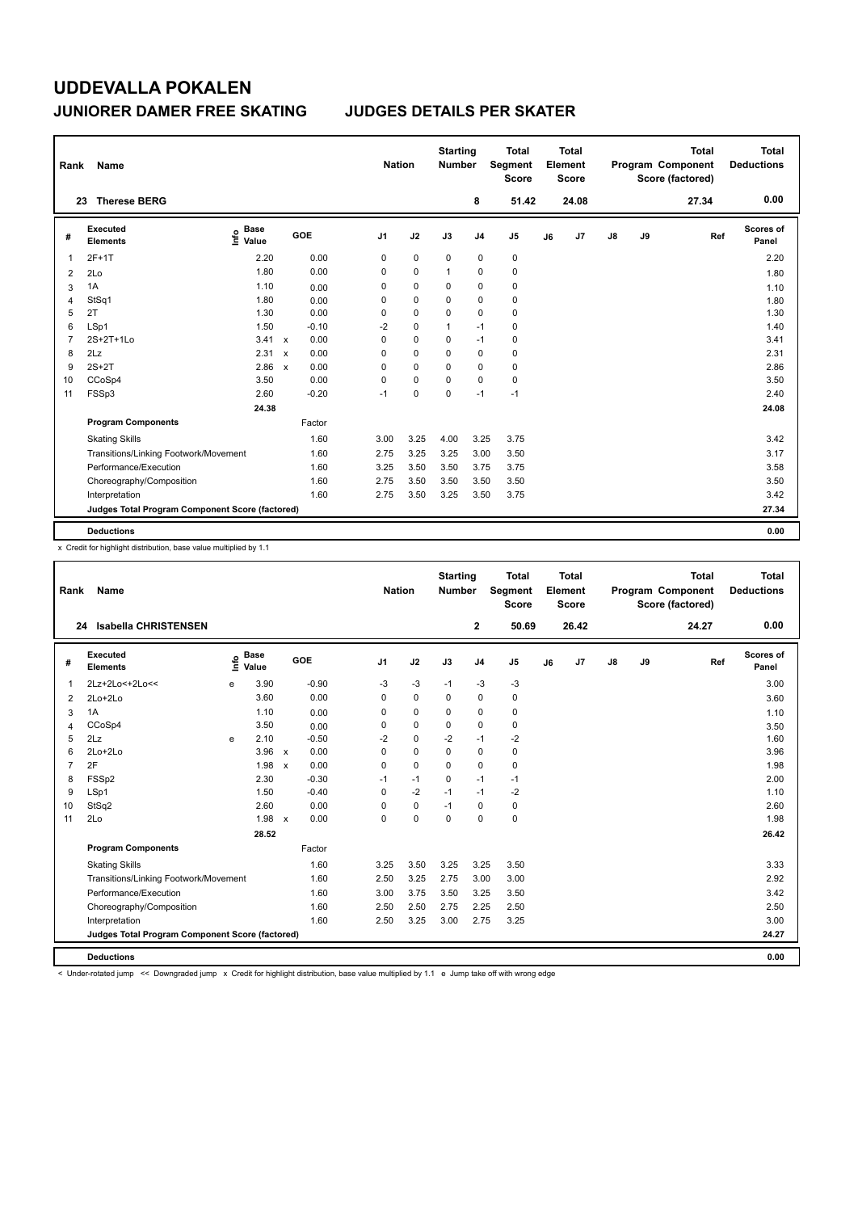# UDDEVALLA POKALEN

## JUNIORER DAMER FREE SKATING JUDGES DETAILS PER SKATER

| Rank | Name | Nation | Starting Number | Total Segment Score | Total Element Score | Total Program Component Score (factored) | Total Deductions |
|---|---|---|---|---|---|---|---|
| 23 | Therese BERG | | 8 | 51.42 | 24.08 | 27.34 | 0.00 |

| # | Executed Elements | Info | Base Value | | GOE | J1 | J2 | J3 | J4 | J5 | J6 | J7 | J8 | J9 | Ref | Scores of Panel |
|---|---|---|---|---|---|---|---|---|---|---|---|---|---|---|---|---|
| 1 | 2F+1T | | 2.20 | | 0.00 | 0 | 0 | 0 | 0 | 0 | | | | | | 2.20 |
| 2 | 2Lo | | 1.80 | | 0.00 | 0 | 0 | 1 | 0 | 0 | | | | | | 1.80 |
| 3 | 1A | | 1.10 | | 0.00 | 0 | 0 | 0 | 0 | 0 | | | | | | 1.10 |
| 4 | StSq1 | | 1.80 | | 0.00 | 0 | 0 | 0 | 0 | 0 | | | | | | 1.80 |
| 5 | 2T | | 1.30 | | 0.00 | 0 | 0 | 0 | 0 | 0 | | | | | | 1.30 |
| 6 | LSp1 | | 1.50 | | -0.10 | -2 | 0 | 1 | -1 | 0 | | | | | | 1.40 |
| 7 | 2S+2T+1Lo | | 3.41 | x | 0.00 | 0 | 0 | 0 | -1 | 0 | | | | | | 3.41 |
| 8 | 2Lz | | 2.31 | x | 0.00 | 0 | 0 | 0 | 0 | 0 | | | | | | 2.31 |
| 9 | 2S+2T | | 2.86 | x | 0.00 | 0 | 0 | 0 | 0 | 0 | | | | | | 2.86 |
| 10 | CCoSp4 | | 3.50 | | 0.00 | 0 | 0 | 0 | 0 | 0 | | | | | | 3.50 |
| 11 | FSSp3 | | 2.60 | | -0.20 | -1 | 0 | 0 | -1 | -1 | | | | | | 2.40 |
| | | | 24.38 | | | | | | | | | | | | | 24.08 |
| | **Program Components** | | | | Factor | | | | | | | | | | | |
| | Skating Skills | | | | 1.60 | 3.00 | 3.25 | 4.00 | 3.25 | 3.75 | | | | | | 3.42 |
| | Transitions/Linking Footwork/Movement | | | | 1.60 | 2.75 | 3.25 | 3.25 | 3.00 | 3.50 | | | | | | 3.17 |
| | Performance/Execution | | | | 1.60 | 3.25 | 3.50 | 3.50 | 3.75 | 3.75 | | | | | | 3.58 |
| | Choreography/Composition | | | | 1.60 | 2.75 | 3.50 | 3.50 | 3.50 | 3.50 | | | | | | 3.50 |
| | Interpretation | | | | 1.60 | 2.75 | 3.50 | 3.25 | 3.50 | 3.75 | | | | | | 3.42 |
| | **Judges Total Program Component Score (factored)** | | | | | | | | | | | | | | | 27.34 |
| | **Deductions** | | | | | | | | | | | | | | | 0.00 |

x Credit for highlight distribution, base value multiplied by 1.1

| Rank | Name | Nation | Starting Number | Total Segment Score | Total Element Score | Total Program Component Score (factored) | Total Deductions |
|---|---|---|---|---|---|---|---|
| 24 | Isabella CHRISTENSEN | | 2 | 50.69 | 26.42 | 24.27 | 0.00 |

| # | Executed Elements | Info | Base Value | | GOE | J1 | J2 | J3 | J4 | J5 | J6 | J7 | J8 | J9 | Ref | Scores of Panel |
|---|---|---|---|---|---|---|---|---|---|---|---|---|---|---|---|---|
| 1 | 2Lz+2Lo<+2Lo<< | e | 3.90 | | -0.90 | -3 | -3 | -1 | -3 | -3 | | | | | | 3.00 |
| 2 | 2Lo+2Lo | | 3.60 | | 0.00 | 0 | 0 | 0 | 0 | 0 | | | | | | 3.60 |
| 3 | 1A | | 1.10 | | 0.00 | 0 | 0 | 0 | 0 | 0 | | | | | | 1.10 |
| 4 | CCoSp4 | | 3.50 | | 0.00 | 0 | 0 | 0 | 0 | 0 | | | | | | 3.50 |
| 5 | 2Lz | e | 2.10 | | -0.50 | -2 | 0 | -2 | -1 | -2 | | | | | | 1.60 |
| 6 | 2Lo+2Lo | | 3.96 | x | 0.00 | 0 | 0 | 0 | 0 | 0 | | | | | | 3.96 |
| 7 | 2F | | 1.98 | x | 0.00 | 0 | 0 | 0 | 0 | 0 | | | | | | 1.98 |
| 8 | FSSp2 | | 2.30 | | -0.30 | -1 | -1 | 0 | -1 | -1 | | | | | | 2.00 |
| 9 | LSp1 | | 1.50 | | -0.40 | 0 | -2 | -1 | -1 | -2 | | | | | | 1.10 |
| 10 | StSq2 | | 2.60 | | 0.00 | 0 | 0 | -1 | 0 | 0 | | | | | | 2.60 |
| 11 | 2Lo | | 1.98 | x | 0.00 | 0 | 0 | 0 | 0 | 0 | | | | | | 1.98 |
| | | | 28.52 | | | | | | | | | | | | | 26.42 |
| | **Program Components** | | | | Factor | | | | | | | | | | | |
| | Skating Skills | | | | 1.60 | 3.25 | 3.50 | 3.25 | 3.25 | 3.50 | | | | | | 3.33 |
| | Transitions/Linking Footwork/Movement | | | | 1.60 | 2.50 | 3.25 | 2.75 | 3.00 | 3.00 | | | | | | 2.92 |
| | Performance/Execution | | | | 1.60 | 3.00 | 3.75 | 3.50 | 3.25 | 3.50 | | | | | | 3.42 |
| | Choreography/Composition | | | | 1.60 | 2.50 | 2.50 | 2.75 | 2.25 | 2.50 | | | | | | 2.50 |
| | Interpretation | | | | 1.60 | 2.50 | 3.25 | 3.00 | 2.75 | 3.25 | | | | | | 3.00 |
| | **Judges Total Program Component Score (factored)** | | | | | | | | | | | | | | | 24.27 |
| | **Deductions** | | | | | | | | | | | | | | | 0.00 |

< Under-rotated jump << Downgraded jump x Credit for highlight distribution, base value multiplied by 1.1 e Jump take off with wrong edge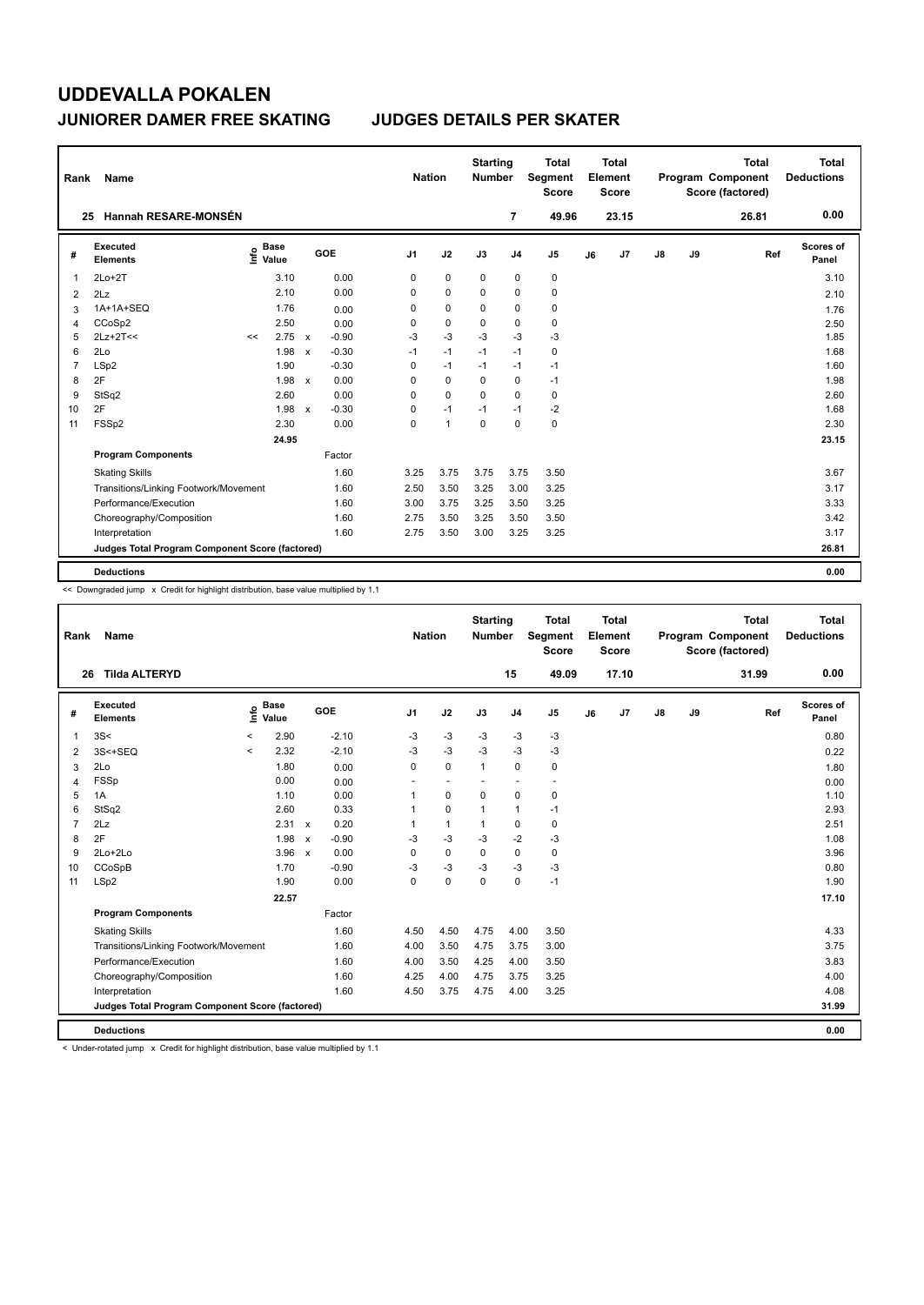# UDDEVALLA POKALEN

## JUNIORER DAMER FREE SKATING JUDGES DETAILS PER SKATER

| Rank | Name | Nation | Starting Number | Total Segment Score | Total Element Score | Total Program Component Score (factored) | Total Deductions |
|---|---|---|---|---|---|---|---|
| 25 | Hannah RESARE-MONSÉN | | 7 | 49.96 | 23.15 | 26.81 | 0.00 |

| # | Executed Elements | Info | Base Value | | GOE | J1 | J2 | J3 | J4 | J5 | J6 | J7 | J8 | J9 | Ref | Scores of Panel |
|---|---|---|---|---|---|---|---|---|---|---|---|---|---|---|---|---|
| 1 | 2Lo+2T | | 3.10 | | 0.00 | 0 | 0 | 0 | 0 | 0 | | | | | | 3.10 |
| 2 | 2Lz | | 2.10 | | 0.00 | 0 | 0 | 0 | 0 | 0 | | | | | | 2.10 |
| 3 | 1A+1A+SEQ | | 1.76 | | 0.00 | 0 | 0 | 0 | 0 | 0 | | | | | | 1.76 |
| 4 | CCoSp2 | | 2.50 | | 0.00 | 0 | 0 | 0 | 0 | 0 | | | | | | 2.50 |
| 5 | 2Lz+2T<< | << | 2.75 | x | -0.90 | -3 | -3 | -3 | -3 | -3 | | | | | | 1.85 |
| 6 | 2Lo | | 1.98 | x | -0.30 | -1 | -1 | -1 | -1 | 0 | | | | | | 1.68 |
| 7 | LSp2 | | 1.90 | | -0.30 | 0 | -1 | -1 | -1 | -1 | | | | | | 1.60 |
| 8 | 2F | | 1.98 | x | 0.00 | 0 | 0 | 0 | 0 | -1 | | | | | | 1.98 |
| 9 | StSq2 | | 2.60 | | 0.00 | 0 | 0 | 0 | 0 | 0 | | | | | | 2.60 |
| 10 | 2F | | 1.98 | x | -0.30 | 0 | -1 | -1 | -1 | -2 | | | | | | 1.68 |
| 11 | FSSp2 | | 2.30 | | 0.00 | 0 | 1 | 0 | 0 | 0 | | | | | | 2.30 |
| | | | 24.95 | | | | | | | | | | | | | 23.15 |
| | **Program Components** | | | | Factor | | | | | | | | | | | |
| | Skating Skills | | | | 1.60 | 3.25 | 3.75 | 3.75 | 3.75 | 3.50 | | | | | | 3.67 |
| | Transitions/Linking Footwork/Movement | | | | 1.60 | 2.50 | 3.50 | 3.25 | 3.00 | 3.25 | | | | | | 3.17 |
| | Performance/Execution | | | | 1.60 | 3.00 | 3.75 | 3.25 | 3.50 | 3.25 | | | | | | 3.33 |
| | Choreography/Composition | | | | 1.60 | 2.75 | 3.50 | 3.25 | 3.50 | 3.50 | | | | | | 3.42 |
| | Interpretation | | | | 1.60 | 2.75 | 3.50 | 3.00 | 3.25 | 3.25 | | | | | | 3.17 |
| | **Judges Total Program Component Score (factored)** | | | | | | | | | | | | | | | 26.81 |
| | **Deductions** | | | | | | | | | | | | | | | 0.00 |

<< Downgraded jump x Credit for highlight distribution, base value multiplied by 1.1

| Rank | Name | Nation | Starting Number | Total Segment Score | Total Element Score | Total Program Component Score (factored) | Total Deductions |
|---|---|---|---|---|---|---|---|
| 26 | Tilda ALTERYD | | 15 | 49.09 | 17.10 | 31.99 | 0.00 |

| # | Executed Elements | Info | Base Value | | GOE | J1 | J2 | J3 | J4 | J5 | J6 | J7 | J8 | J9 | Ref | Scores of Panel |
|---|---|---|---|---|---|---|---|---|---|---|---|---|---|---|---|---|
| 1 | 3S< | < | 2.90 | | -2.10 | -3 | -3 | -3 | -3 | -3 | | | | | | 0.80 |
| 2 | 3S<+SEQ | < | 2.32 | | -2.10 | -3 | -3 | -3 | -3 | -3 | | | | | | 0.22 |
| 3 | 2Lo | | 1.80 | | 0.00 | 0 | 0 | 1 | 0 | 0 | | | | | | 1.80 |
| 4 | FSSp | | 0.00 | | 0.00 | - | - | - | - | - | | | | | | 0.00 |
| 5 | 1A | | 1.10 | | 0.00 | 1 | 0 | 0 | 0 | 0 | | | | | | 1.10 |
| 6 | StSq2 | | 2.60 | | 0.33 | 1 | 0 | 1 | 1 | -1 | | | | | | 2.93 |
| 7 | 2Lz | | 2.31 | x | 0.20 | 1 | 1 | 1 | 0 | 0 | | | | | | 2.51 |
| 8 | 2F | | 1.98 | x | -0.90 | -3 | -3 | -3 | -2 | -3 | | | | | | 1.08 |
| 9 | 2Lo+2Lo | | 3.96 | x | 0.00 | 0 | 0 | 0 | 0 | 0 | | | | | | 3.96 |
| 10 | CCoSpB | | 1.70 | | -0.90 | -3 | -3 | -3 | -3 | -3 | | | | | | 0.80 |
| 11 | LSp2 | | 1.90 | | 0.00 | 0 | 0 | 0 | 0 | -1 | | | | | | 1.90 |
| | | | 22.57 | | | | | | | | | | | | | 17.10 |
| | **Program Components** | | | | Factor | | | | | | | | | | | |
| | Skating Skills | | | | 1.60 | 4.50 | 4.50 | 4.75 | 4.00 | 3.50 | | | | | | 4.33 |
| | Transitions/Linking Footwork/Movement | | | | 1.60 | 4.00 | 3.50 | 4.75 | 3.75 | 3.00 | | | | | | 3.75 |
| | Performance/Execution | | | | 1.60 | 4.00 | 3.50 | 4.25 | 4.00 | 3.50 | | | | | | 3.83 |
| | Choreography/Composition | | | | 1.60 | 4.25 | 4.00 | 4.75 | 3.75 | 3.25 | | | | | | 4.00 |
| | Interpretation | | | | 1.60 | 4.50 | 3.75 | 4.75 | 4.00 | 3.25 | | | | | | 4.08 |
| | **Judges Total Program Component Score (factored)** | | | | | | | | | | | | | | | 31.99 |
| | **Deductions** | | | | | | | | | | | | | | | 0.00 |

< Under-rotated jump x Credit for highlight distribution, base value multiplied by 1.1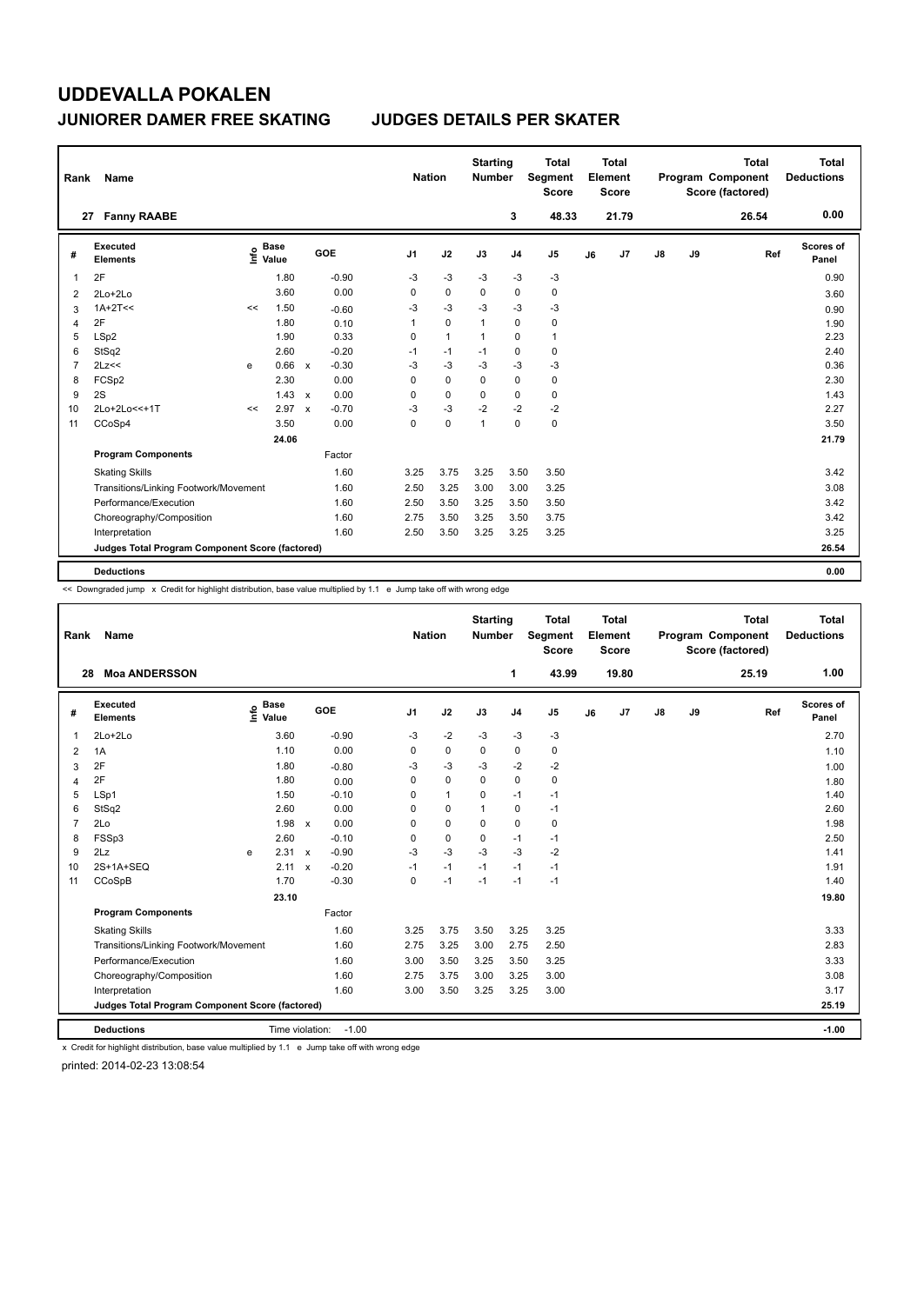# UDDEVALLA POKALEN

## JUNIORER DAMER FREE SKATING JUDGES DETAILS PER SKATER

| Rank | Name | Nation | Starting Number | Total Segment Score | Total Element Score | Total Program Component Score (factored) | Total Deductions |
|---|---|---|---|---|---|---|---|
| 27 | Fanny RAABE | | 3 | 48.33 | 21.79 | 26.54 | 0.00 |

| # | Executed Elements | Info | Base Value | | GOE | J1 | J2 | J3 | J4 | J5 | J6 | J7 | J8 | J9 | Ref | Scores of Panel |
|---|---|---|---|---|---|---|---|---|---|---|---|---|---|---|---|---|
| 1 | 2F | | 1.80 | | -0.90 | -3 | -3 | -3 | -3 | -3 | | | | | | 0.90 |
| 2 | 2Lo+2Lo | | 3.60 | | 0.00 | 0 | 0 | 0 | 0 | 0 | | | | | | 3.60 |
| 3 | 1A+2T<< | << | 1.50 | | -0.60 | -3 | -3 | -3 | -3 | -3 | | | | | | 0.90 |
| 4 | 2F | | 1.80 | | 0.10 | 1 | 0 | 1 | 0 | 0 | | | | | | 1.90 |
| 5 | LSp2 | | 1.90 | | 0.33 | 0 | 1 | 1 | 0 | 1 | | | | | | 2.23 |
| 6 | StSq2 | | 2.60 | | -0.20 | -1 | -1 | -1 | 0 | 0 | | | | | | 2.40 |
| 7 | 2Lz<< | e | 0.66 | x | -0.30 | -3 | -3 | -3 | -3 | -3 | | | | | | 0.36 |
| 8 | FCSp2 | | 2.30 | | 0.00 | 0 | 0 | 0 | 0 | 0 | | | | | | 2.30 |
| 9 | 2S | | 1.43 | x | 0.00 | 0 | 0 | 0 | 0 | 0 | | | | | | 1.43 |
| 10 | 2Lo+2Lo<<+1T | << | 2.97 | x | -0.70 | -3 | -3 | -2 | -2 | -2 | | | | | | 2.27 |
| 11 | CCoSp4 | | 3.50 | | 0.00 | 0 | 0 | 1 | 0 | 0 | | | | | | 3.50 |
| | | | 24.06 | | | | | | | | | | | | | 21.79 |
| | **Program Components** | | | | Factor | | | | | | | | | | | |
| | Skating Skills | | | | 1.60 | 3.25 | 3.75 | 3.25 | 3.50 | 3.50 | | | | | | 3.42 |
| | Transitions/Linking Footwork/Movement | | | | 1.60 | 2.50 | 3.25 | 3.00 | 3.00 | 3.25 | | | | | | 3.08 |
| | Performance/Execution | | | | 1.60 | 2.50 | 3.50 | 3.25 | 3.50 | 3.50 | | | | | | 3.42 |
| | Choreography/Composition | | | | 1.60 | 2.75 | 3.50 | 3.25 | 3.50 | 3.75 | | | | | | 3.42 |
| | Interpretation | | | | 1.60 | 2.50 | 3.50 | 3.25 | 3.25 | 3.25 | | | | | | 3.25 |
| | **Judges Total Program Component Score (factored)** | | | | | | | | | | | | | | | 26.54 |
| | **Deductions** | | | | | | | | | | | | | | | 0.00 |

<< Downgraded jump x Credit for highlight distribution, base value multiplied by 1.1 e Jump take off with wrong edge

| Rank | Name | Nation | Starting Number | Total Segment Score | Total Element Score | Total Program Component Score (factored) | Total Deductions |
|---|---|---|---|---|---|---|---|
| 28 | Moa ANDERSSON | | 1 | 43.99 | 19.80 | 25.19 | 1.00 |

| # | Executed Elements | Info | Base Value | | GOE | J1 | J2 | J3 | J4 | J5 | J6 | J7 | J8 | J9 | Ref | Scores of Panel |
|---|---|---|---|---|---|---|---|---|---|---|---|---|---|---|---|---|
| 1 | 2Lo+2Lo | | 3.60 | | -0.90 | -3 | -2 | -3 | -3 | -3 | | | | | | 2.70 |
| 2 | 1A | | 1.10 | | 0.00 | 0 | 0 | 0 | 0 | 0 | | | | | | 1.10 |
| 3 | 2F | | 1.80 | | -0.80 | -3 | -3 | -3 | -2 | -2 | | | | | | 1.00 |
| 4 | 2F | | 1.80 | | 0.00 | 0 | 0 | 0 | 0 | 0 | | | | | | 1.80 |
| 5 | LSp1 | | 1.50 | | -0.10 | 0 | 1 | 0 | -1 | -1 | | | | | | 1.40 |
| 6 | StSq2 | | 2.60 | | 0.00 | 0 | 0 | 1 | 0 | -1 | | | | | | 2.60 |
| 7 | 2Lo | | 1.98 | x | 0.00 | 0 | 0 | 0 | 0 | 0 | | | | | | 1.98 |
| 8 | FSSp3 | | 2.60 | | -0.10 | 0 | 0 | 0 | -1 | -1 | | | | | | 2.50 |
| 9 | 2Lz | e | 2.31 | x | -0.90 | -3 | -3 | -3 | -3 | -2 | | | | | | 1.41 |
| 10 | 2S+1A+SEQ | | 2.11 | x | -0.20 | -1 | -1 | -1 | -1 | -1 | | | | | | 1.91 |
| 11 | CCoSpB | | 1.70 | | -0.30 | 0 | -1 | -1 | -1 | -1 | | | | | | 1.40 |
| | | | 23.10 | | | | | | | | | | | | | 19.80 |
| | **Program Components** | | | | Factor | | | | | | | | | | | |
| | Skating Skills | | | | 1.60 | 3.25 | 3.75 | 3.50 | 3.25 | 3.25 | | | | | | 3.33 |
| | Transitions/Linking Footwork/Movement | | | | 1.60 | 2.75 | 3.25 | 3.00 | 2.75 | 2.50 | | | | | | 2.83 |
| | Performance/Execution | | | | 1.60 | 3.00 | 3.50 | 3.25 | 3.50 | 3.25 | | | | | | 3.33 |
| | Choreography/Composition | | | | 1.60 | 2.75 | 3.75 | 3.00 | 3.25 | 3.00 | | | | | | 3.08 |
| | Interpretation | | | | 1.60 | 3.00 | 3.50 | 3.25 | 3.25 | 3.00 | | | | | | 3.17 |
| | **Judges Total Program Component Score (factored)** | | | | | | | | | | | | | | | 25.19 |
| | **Deductions** | Time violation: | -1.00 | | | | | | | | | | | | | -1.00 |

x Credit for highlight distribution, base value multiplied by 1.1 e Jump take off with wrong edge

printed: 2014-02-23 13:08:54